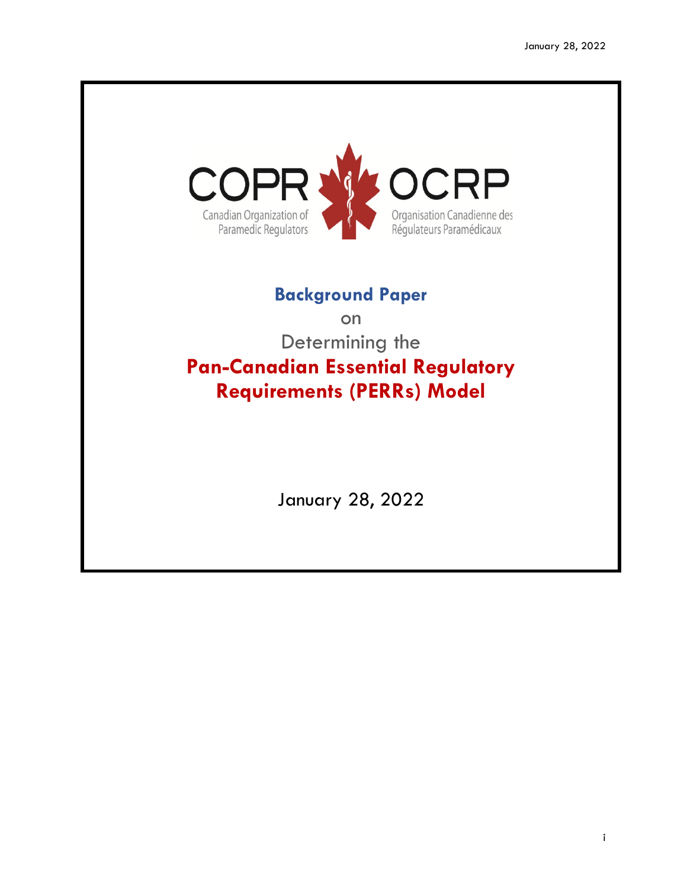COPR Canadian Organization of Paramedic Regulators

OCRP Organisation Canadienne des Régulateurs Paramédicaux

# Background Paper

on

Determining the

# Pan-Canadian Essential Regulatory Requirements (PERRs) Model

January 28, 2022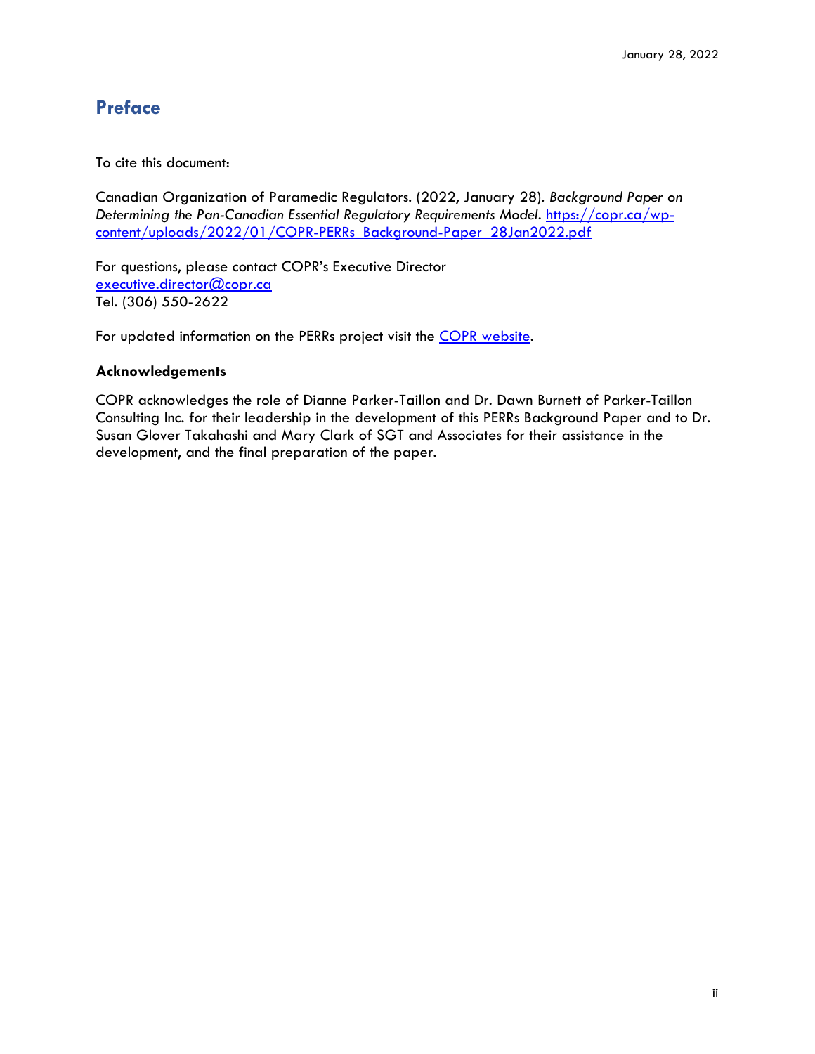# Preface

To cite this document:

Canadian Organization of Paramedic Regulators. (2022, January 28). *Background Paper on Determining the Pan-Canadian Essential Regulatory Requirements Model*. https://copr.ca/wp-content/uploads/2022/01/COPR-PERRs_Background-Paper_28Jan2022.pdf

For questions, please contact COPR's Executive Director
executive.director@copr.ca
Tel. (306) 550-2622

For updated information on the PERRs project visit the COPR website.

**Acknowledgements**

COPR acknowledges the role of Dianne Parker-Taillon and Dr. Dawn Burnett of Parker-Taillon Consulting Inc. for their leadership in the development of this PERRs Background Paper and to Dr. Susan Glover Takahashi and Mary Clark of SGT and Associates for their assistance in the development, and the final preparation of the paper.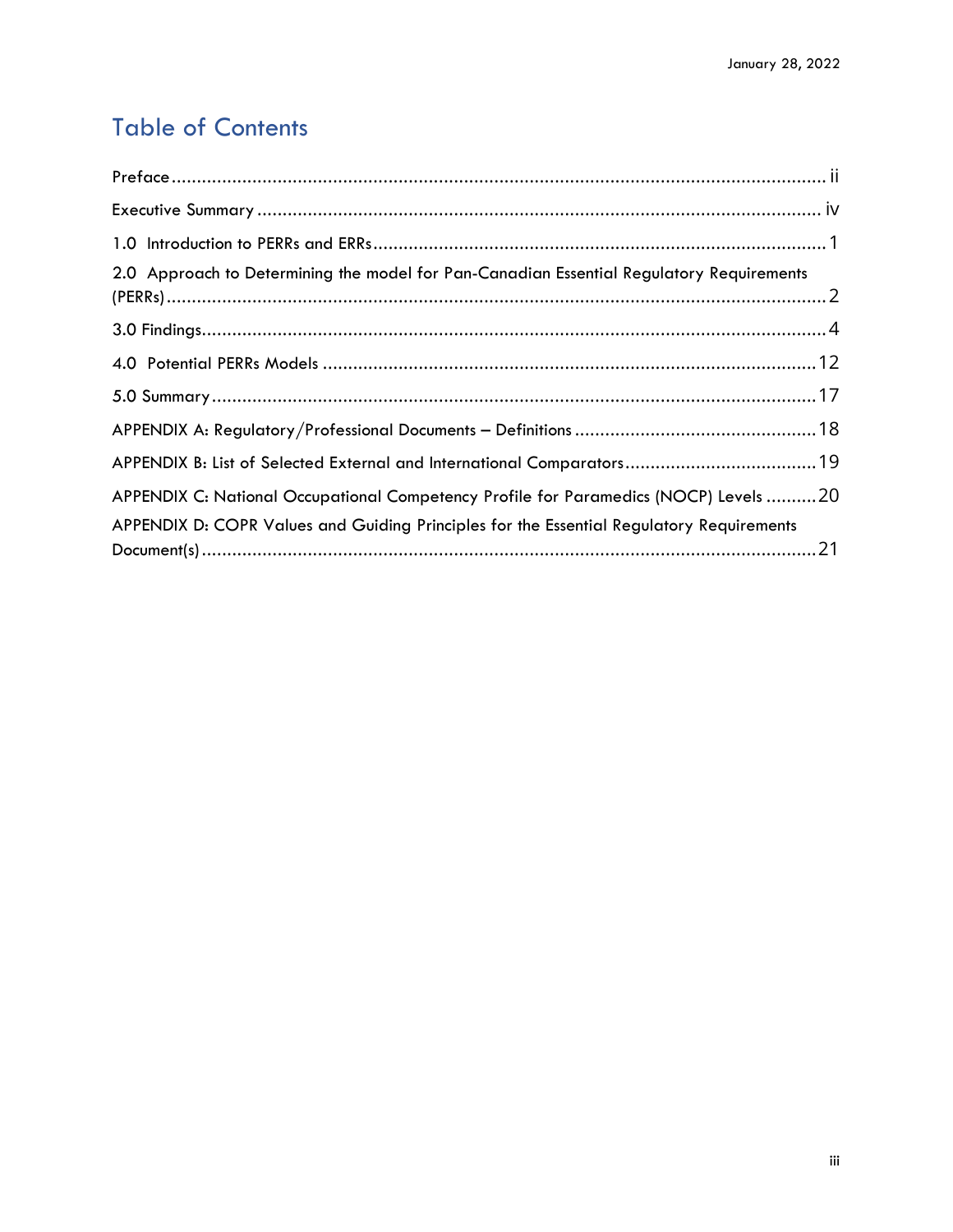# Table of Contents

Preface ..................................................................................................................... ii

Executive Summary .................................................................................................. iv

1.0 Introduction to PERRs and ERRs ........................................................................... 1

2.0 Approach to Determining the model for Pan-Canadian Essential Regulatory Requirements (PERRs) ................................................................................................................... 2

3.0 Findings ................................................................................................................ 4

4.0 Potential PERRs Models ......................................................................................... 12

5.0 Summary ............................................................................................................. 17

APPENDIX A: Regulatory/Professional Documents – Definitions ................................... 18

APPENDIX B: List of Selected External and International Comparators ........................ 19

APPENDIX C: National Occupational Competency Profile for Paramedics (NOCP) Levels .......... 20

APPENDIX D: COPR Values and Guiding Principles for the Essential Regulatory Requirements Document(s) ................................................................................................................ 21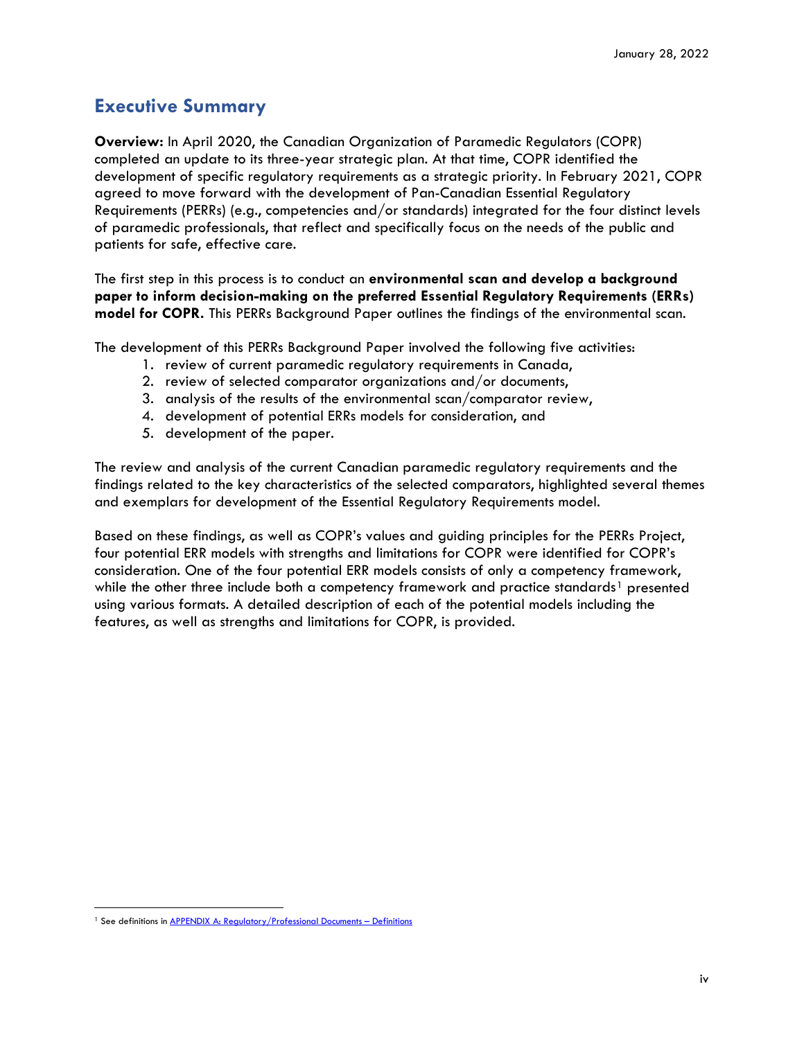## Executive Summary

**Overview:** In April 2020, the Canadian Organization of Paramedic Regulators (COPR) completed an update to its three-year strategic plan. At that time, COPR identified the development of specific regulatory requirements as a strategic priority. In February 2021, COPR agreed to move forward with the development of Pan-Canadian Essential Regulatory Requirements (PERRs) (e.g., competencies and/or standards) integrated for the four distinct levels of paramedic professionals, that reflect and specifically focus on the needs of the public and patients for safe, effective care.

The first step in this process is to conduct an **environmental scan and develop a background paper to inform decision-making on the preferred Essential Regulatory Requirements (ERRs) model for COPR.** This PERRs Background Paper outlines the findings of the environmental scan.

The development of this PERRs Background Paper involved the following five activities:

1. review of current paramedic regulatory requirements in Canada,
2. review of selected comparator organizations and/or documents,
3. analysis of the results of the environmental scan/comparator review,
4. development of potential ERRs models for consideration, and
5. development of the paper.

The review and analysis of the current Canadian paramedic regulatory requirements and the findings related to the key characteristics of the selected comparators, highlighted several themes and exemplars for development of the Essential Regulatory Requirements model.

Based on these findings, as well as COPR's values and guiding principles for the PERRs Project, four potential ERR models with strengths and limitations for COPR were identified for COPR's consideration. One of the four potential ERR models consists of only a competency framework, while the other three include both a competency framework and practice standards[1] presented using various formats. A detailed description of each of the potential models including the features, as well as strengths and limitations for COPR, is provided.

[1] See definitions in APPENDIX A: Regulatory/Professional Documents – Definitions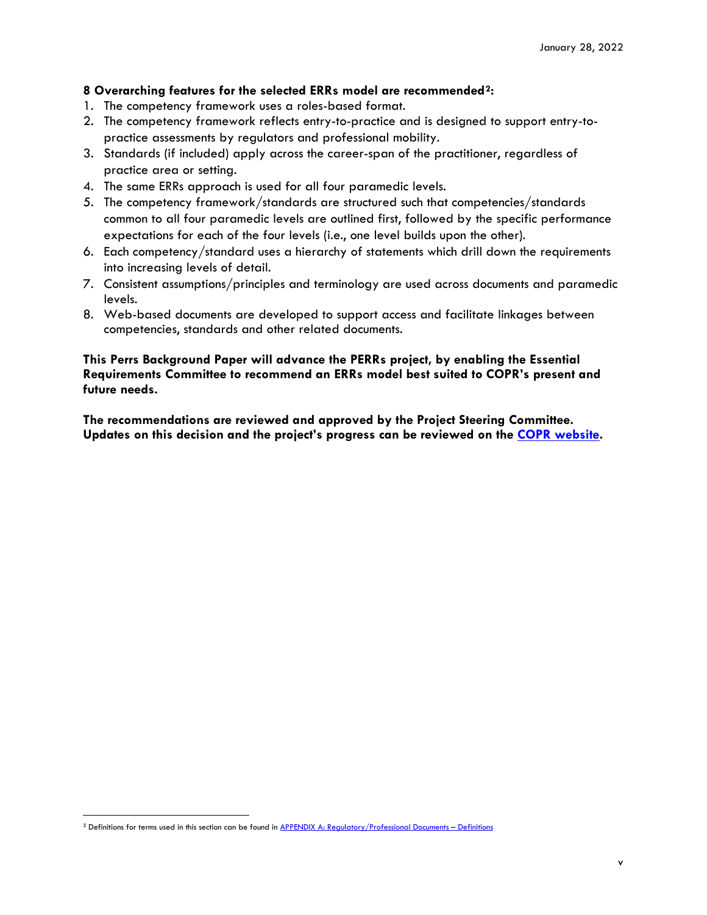**8 Overarching features for the selected ERRs model are recommended[2]:**

1. The competency framework uses a roles-based format.
2. The competency framework reflects entry-to-practice and is designed to support entry-to-practice assessments by regulators and professional mobility.
3. Standards (if included) apply across the career-span of the practitioner, regardless of practice area or setting.
4. The same ERRs approach is used for all four paramedic levels.
5. The competency framework/standards are structured such that competencies/standards common to all four paramedic levels are outlined first, followed by the specific performance expectations for each of the four levels (i.e., one level builds upon the other).
6. Each competency/standard uses a hierarchy of statements which drill down the requirements into increasing levels of detail.
7. Consistent assumptions/principles and terminology are used across documents and paramedic levels.
8. Web-based documents are developed to support access and facilitate linkages between competencies, standards and other related documents.

**This Perrs Background Paper will advance the PERRs project, by enabling the Essential Requirements Committee to recommend an ERRs model best suited to COPR's present and future needs.**

**The recommendations are reviewed and approved by the Project Steering Committee. Updates on this decision and the project's progress can be reviewed on the [COPR website](#).**

---

[2] Definitions for terms used in this section can be found in [APPENDIX A: Regulatory/Professional Documents – Definitions](#)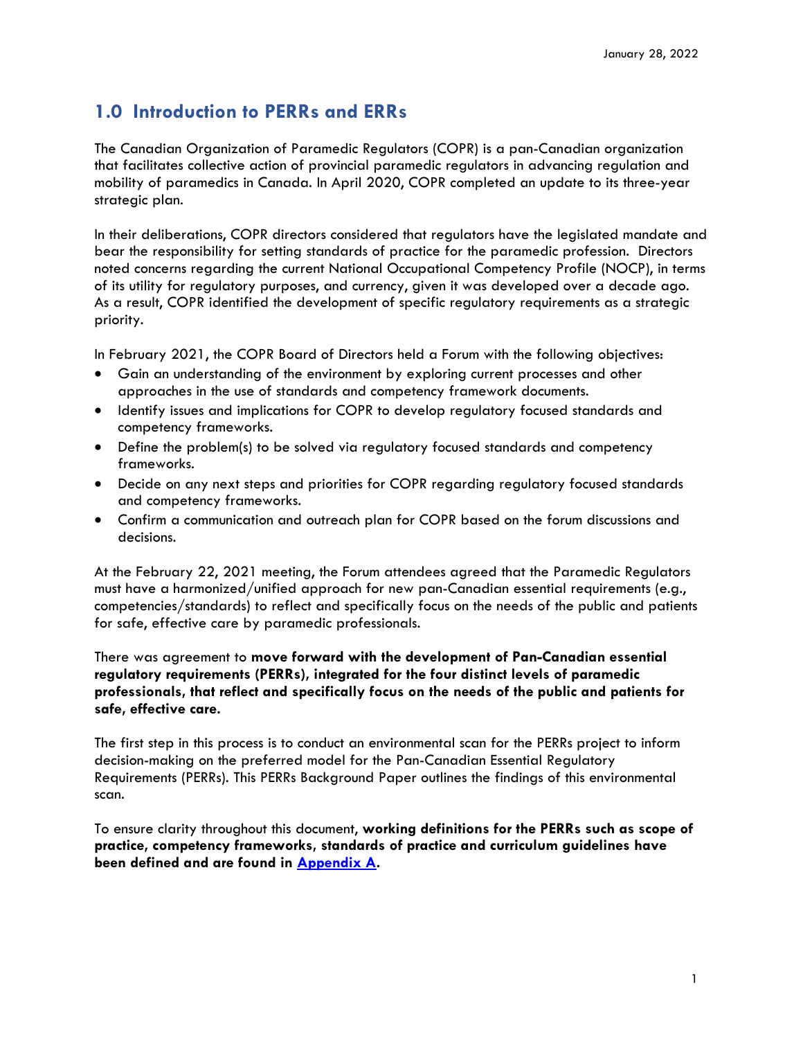## 1.0 Introduction to PERRs and ERRs

The Canadian Organization of Paramedic Regulators (COPR) is a pan-Canadian organization that facilitates collective action of provincial paramedic regulators in advancing regulation and mobility of paramedics in Canada. In April 2020, COPR completed an update to its three-year strategic plan.

In their deliberations, COPR directors considered that regulators have the legislated mandate and bear the responsibility for setting standards of practice for the paramedic profession. Directors noted concerns regarding the current National Occupational Competency Profile (NOCP), in terms of its utility for regulatory purposes, and currency, given it was developed over a decade ago. As a result, COPR identified the development of specific regulatory requirements as a strategic priority.

In February 2021, the COPR Board of Directors held a Forum with the following objectives:

- Gain an understanding of the environment by exploring current processes and other approaches in the use of standards and competency framework documents.
- Identify issues and implications for COPR to develop regulatory focused standards and competency frameworks.
- Define the problem(s) to be solved via regulatory focused standards and competency frameworks.
- Decide on any next steps and priorities for COPR regarding regulatory focused standards and competency frameworks.
- Confirm a communication and outreach plan for COPR based on the forum discussions and decisions.

At the February 22, 2021 meeting, the Forum attendees agreed that the Paramedic Regulators must have a harmonized/unified approach for new pan-Canadian essential requirements (e.g., competencies/standards) to reflect and specifically focus on the needs of the public and patients for safe, effective care by paramedic professionals.

There was agreement to **move forward with the development of Pan-Canadian essential regulatory requirements (PERRs), integrated for the four distinct levels of paramedic professionals, that reflect and specifically focus on the needs of the public and patients for safe, effective care.**

The first step in this process is to conduct an environmental scan for the PERRs project to inform decision-making on the preferred model for the Pan-Canadian Essential Regulatory Requirements (PERRs). This PERRs Background Paper outlines the findings of this environmental scan.

To ensure clarity throughout this document, **working definitions for the PERRs such as scope of practice, competency frameworks, standards of practice and curriculum guidelines have been defined and are found in Appendix A.**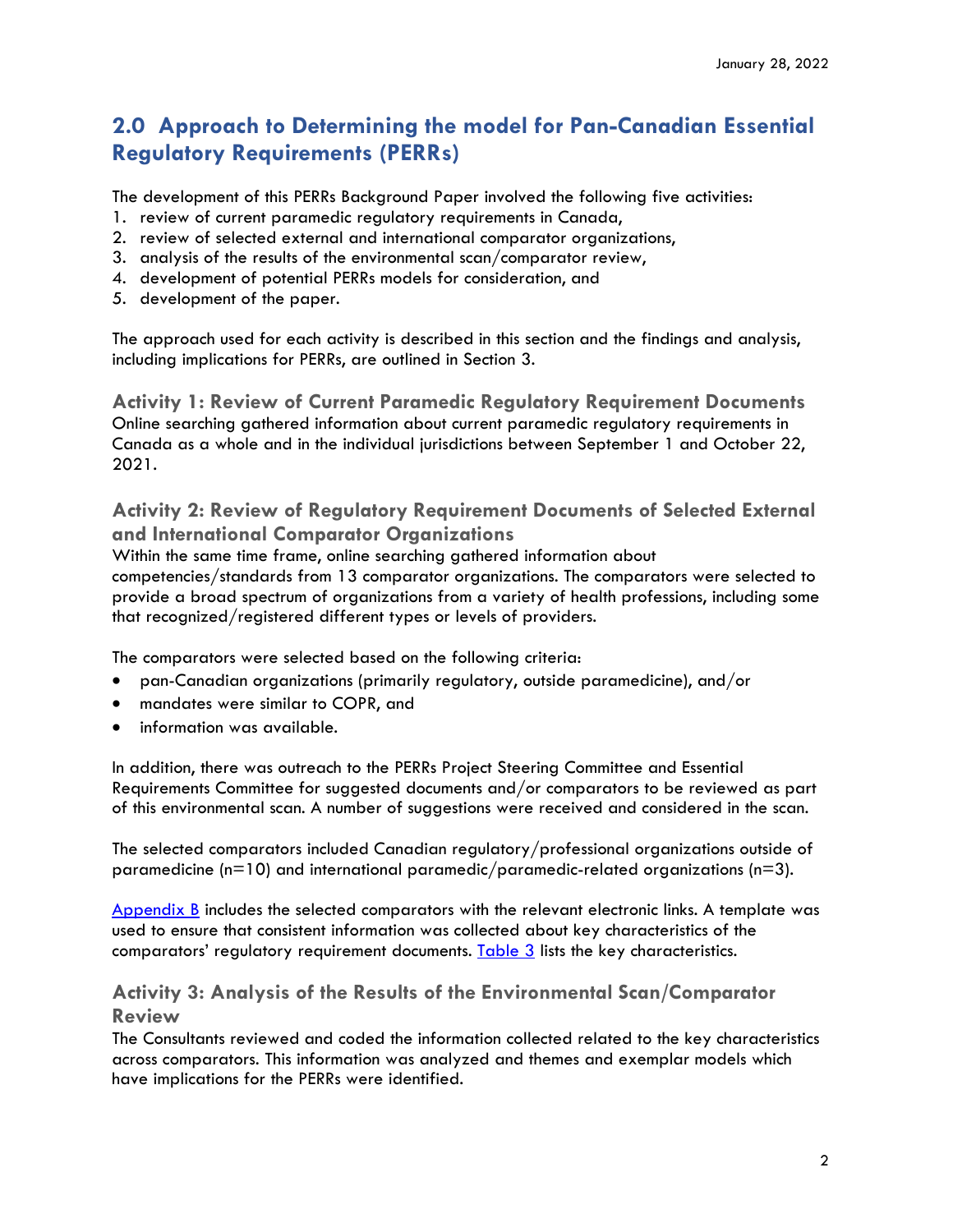## 2.0 Approach to Determining the model for Pan-Canadian Essential Regulatory Requirements (PERRs)

The development of this PERRs Background Paper involved the following five activities:

1. review of current paramedic regulatory requirements in Canada,
2. review of selected external and international comparator organizations,
3. analysis of the results of the environmental scan/comparator review,
4. development of potential PERRs models for consideration, and
5. development of the paper.

The approach used for each activity is described in this section and the findings and analysis, including implications for PERRs, are outlined in Section 3.

### Activity 1: Review of Current Paramedic Regulatory Requirement Documents

Online searching gathered information about current paramedic regulatory requirements in Canada as a whole and in the individual jurisdictions between September 1 and October 22, 2021.

### Activity 2: Review of Regulatory Requirement Documents of Selected External and International Comparator Organizations

Within the same time frame, online searching gathered information about competencies/standards from 13 comparator organizations. The comparators were selected to provide a broad spectrum of organizations from a variety of health professions, including some that recognized/registered different types or levels of providers.

The comparators were selected based on the following criteria:

- pan-Canadian organizations (primarily regulatory, outside paramedicine), and/or
- mandates were similar to COPR, and
- information was available.

In addition, there was outreach to the PERRs Project Steering Committee and Essential Requirements Committee for suggested documents and/or comparators to be reviewed as part of this environmental scan. A number of suggestions were received and considered in the scan.

The selected comparators included Canadian regulatory/professional organizations outside of paramedicine (n=10) and international paramedic/paramedic-related organizations (n=3).

[Appendix B] includes the selected comparators with the relevant electronic links. A template was used to ensure that consistent information was collected about key characteristics of the comparators' regulatory requirement documents. [Table 3] lists the key characteristics.

### Activity 3: Analysis of the Results of the Environmental Scan/Comparator Review

The Consultants reviewed and coded the information collected related to the key characteristics across comparators. This information was analyzed and themes and exemplar models which have implications for the PERRs were identified.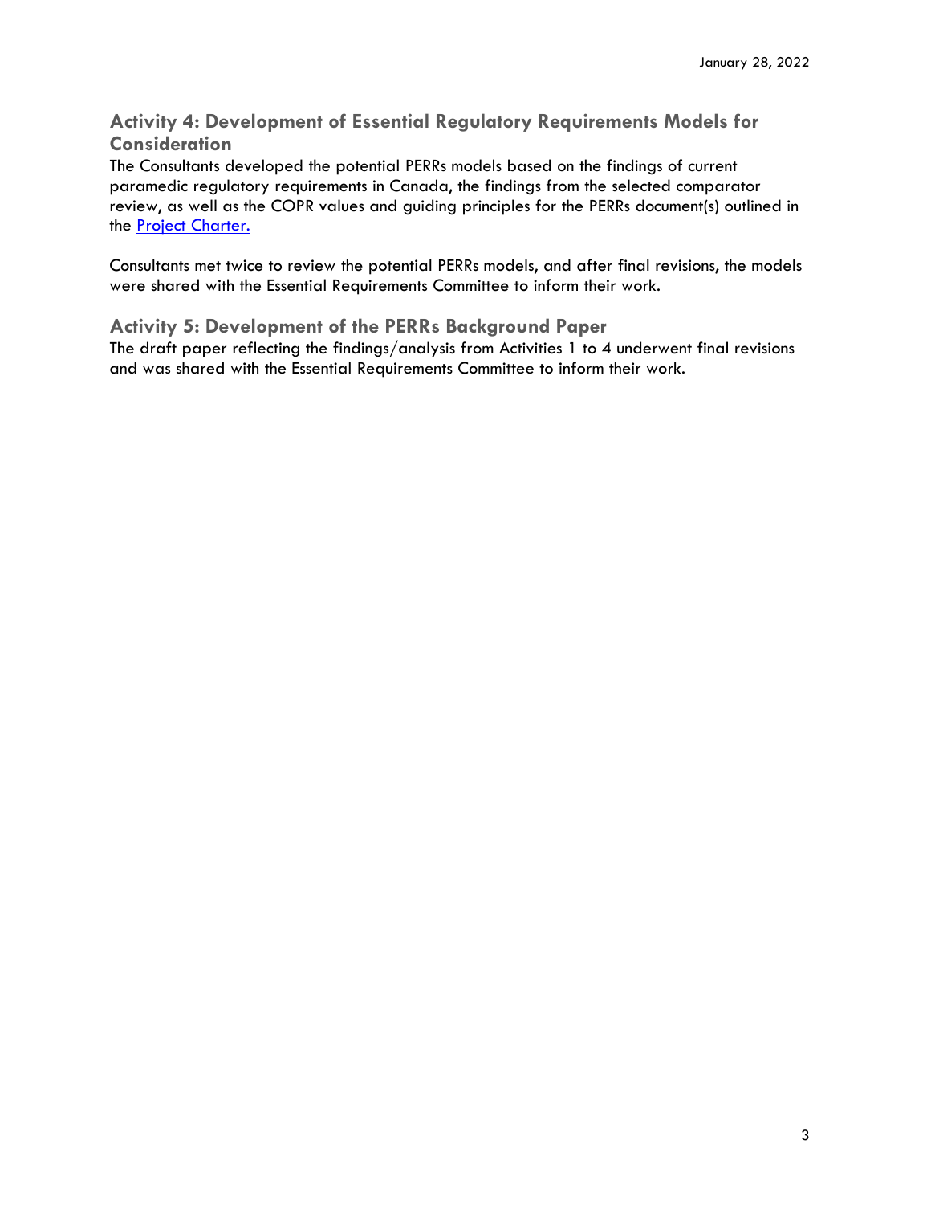### Activity 4: Development of Essential Regulatory Requirements Models for Consideration

The Consultants developed the potential PERRs models based on the findings of current paramedic regulatory requirements in Canada, the findings from the selected comparator review, as well as the COPR values and guiding principles for the PERRs document(s) outlined in the [Project Charter.](Project Charter.)

Consultants met twice to review the potential PERRs models, and after final revisions, the models were shared with the Essential Requirements Committee to inform their work.

### Activity 5: Development of the PERRs Background Paper

The draft paper reflecting the findings/analysis from Activities 1 to 4 underwent final revisions and was shared with the Essential Requirements Committee to inform their work.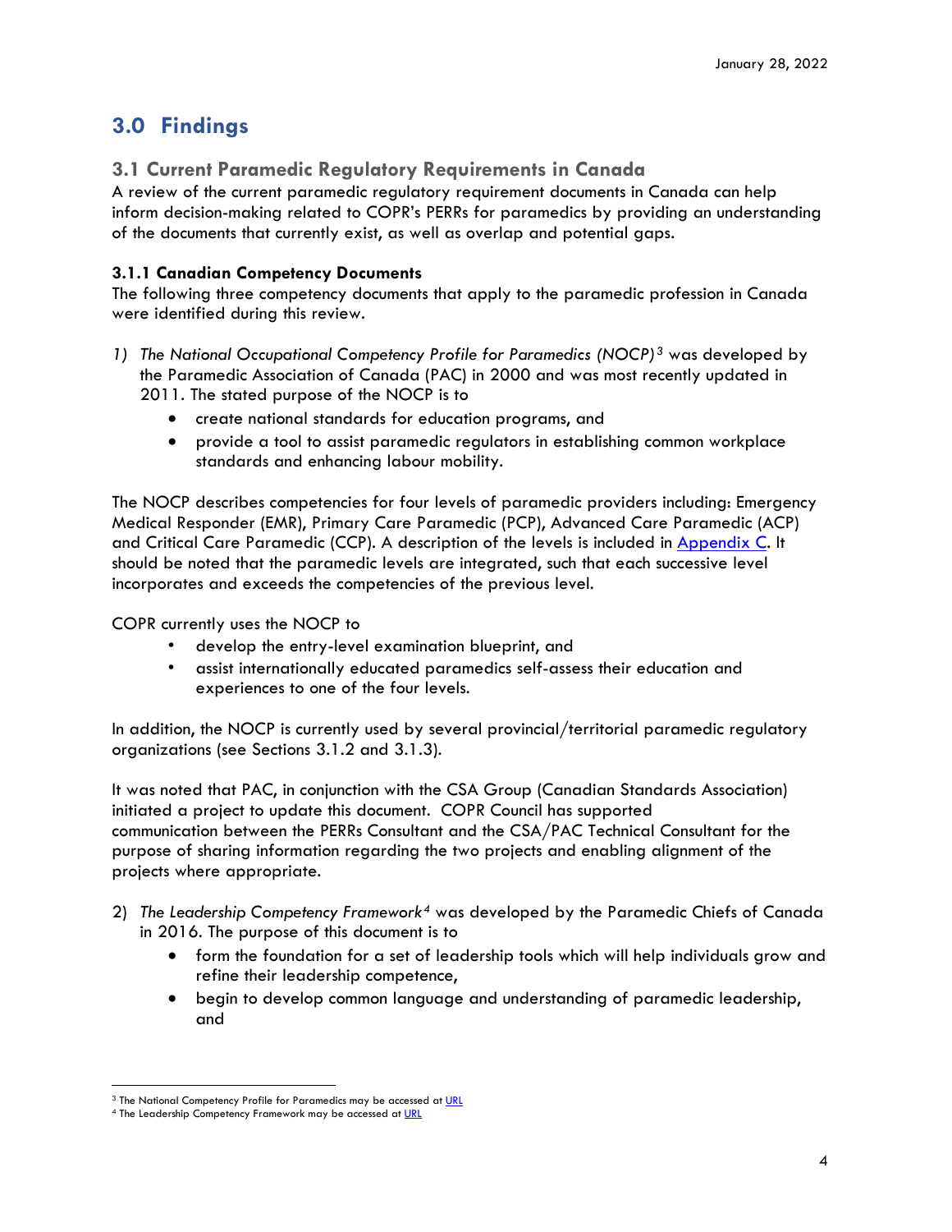# 3.0 Findings

## 3.1 Current Paramedic Regulatory Requirements in Canada

A review of the current paramedic regulatory requirement documents in Canada can help inform decision-making related to COPR's PERRs for paramedics by providing an understanding of the documents that currently exist, as well as overlap and potential gaps.

### 3.1.1 Canadian Competency Documents

The following three competency documents that apply to the paramedic profession in Canada were identified during this review.

1) *The National Occupational Competency Profile for Paramedics (NOCP)*[3] was developed by the Paramedic Association of Canada (PAC) in 2000 and was most recently updated in 2011. The stated purpose of the NOCP is to
    - create national standards for education programs, and
    - provide a tool to assist paramedic regulators in establishing common workplace standards and enhancing labour mobility.

The NOCP describes competencies for four levels of paramedic providers including: Emergency Medical Responder (EMR), Primary Care Paramedic (PCP), Advanced Care Paramedic (ACP) and Critical Care Paramedic (CCP). A description of the levels is included in Appendix C. It should be noted that the paramedic levels are integrated, such that each successive level incorporates and exceeds the competencies of the previous level.

COPR currently uses the NOCP to
- develop the entry-level examination blueprint, and
- assist internationally educated paramedics self-assess their education and experiences to one of the four levels.

In addition, the NOCP is currently used by several provincial/territorial paramedic regulatory organizations (see Sections 3.1.2 and 3.1.3).

It was noted that PAC, in conjunction with the CSA Group (Canadian Standards Association) initiated a project to update this document. COPR Council has supported communication between the PERRs Consultant and the CSA/PAC Technical Consultant for the purpose of sharing information regarding the two projects and enabling alignment of the projects where appropriate.

2) *The Leadership Competency Framework*[4] was developed by the Paramedic Chiefs of Canada in 2016. The purpose of this document is to
    - form the foundation for a set of leadership tools which will help individuals grow and refine their leadership competence,
    - begin to develop common language and understanding of paramedic leadership, and

---

[3] The National Competency Profile for Paramedics may be accessed at URL

[4] The Leadership Competency Framework may be accessed at URL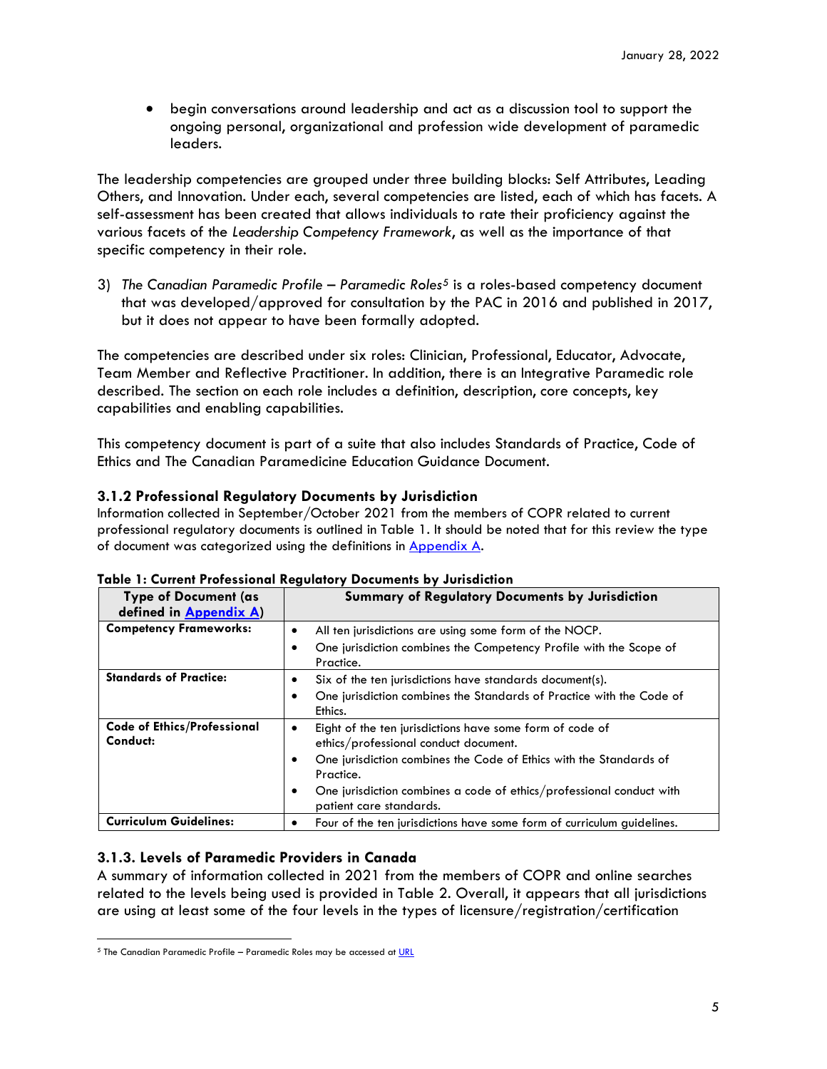- begin conversations around leadership and act as a discussion tool to support the ongoing personal, organizational and profession wide development of paramedic leaders.

The leadership competencies are grouped under three building blocks: Self Attributes, Leading Others, and Innovation. Under each, several competencies are listed, each of which has facets. A self-assessment has been created that allows individuals to rate their proficiency against the various facets of the *Leadership Competency Framework*, as well as the importance of that specific competency in their role.

3) *The Canadian Paramedic Profile – Paramedic Roles*[5] is a roles-based competency document that was developed/approved for consultation by the PAC in 2016 and published in 2017, but it does not appear to have been formally adopted.

The competencies are described under six roles: Clinician, Professional, Educator, Advocate, Team Member and Reflective Practitioner. In addition, there is an Integrative Paramedic role described. The section on each role includes a definition, description, core concepts, key capabilities and enabling capabilities.

This competency document is part of a suite that also includes Standards of Practice, Code of Ethics and The Canadian Paramedicine Education Guidance Document.

### 3.1.2 Professional Regulatory Documents by Jurisdiction

Information collected in September/October 2021 from the members of COPR related to current professional regulatory documents is outlined in Table 1. It should be noted that for this review the type of document was categorized using the definitions in Appendix A.

**Table 1: Current Professional Regulatory Documents by Jurisdiction**

| Type of Document (as defined in Appendix A) | Summary of Regulatory Documents by Jurisdiction |
|---|---|
| **Competency Frameworks:** | • All ten jurisdictions are using some form of the NOCP.<br>• One jurisdiction combines the Competency Profile with the Scope of Practice. |
| **Standards of Practice:** | • Six of the ten jurisdictions have standards document(s).<br>• One jurisdiction combines the Standards of Practice with the Code of Ethics. |
| **Code of Ethics/Professional Conduct:** | • Eight of the ten jurisdictions have some form of code of ethics/professional conduct document.<br>• One jurisdiction combines the Code of Ethics with the Standards of Practice.<br>• One jurisdiction combines a code of ethics/professional conduct with patient care standards. |
| **Curriculum Guidelines:** | • Four of the ten jurisdictions have some form of curriculum guidelines. |

### 3.1.3. Levels of Paramedic Providers in Canada

A summary of information collected in 2021 from the members of COPR and online searches related to the levels being used is provided in Table 2. Overall, it appears that all jurisdictions are using at least some of the four levels in the types of licensure/registration/certification

[5] The Canadian Paramedic Profile – Paramedic Roles may be accessed at URL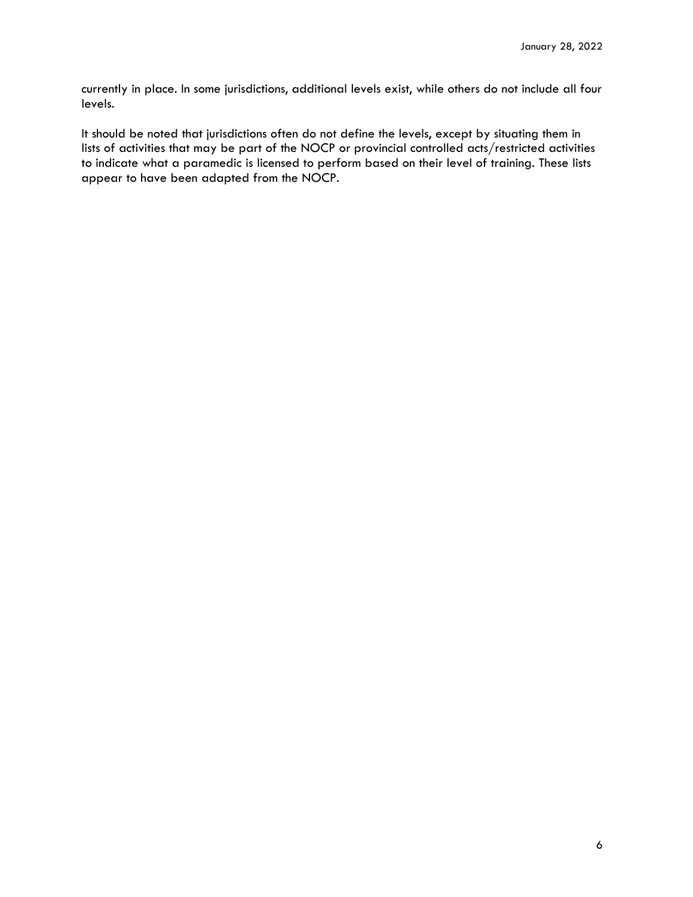currently in place. In some jurisdictions, additional levels exist, while others do not include all four levels.

It should be noted that jurisdictions often do not define the levels, except by situating them in lists of activities that may be part of the NOCP or provincial controlled acts/restricted activities to indicate what a paramedic is licensed to perform based on their level of training. These lists appear to have been adapted from the NOCP.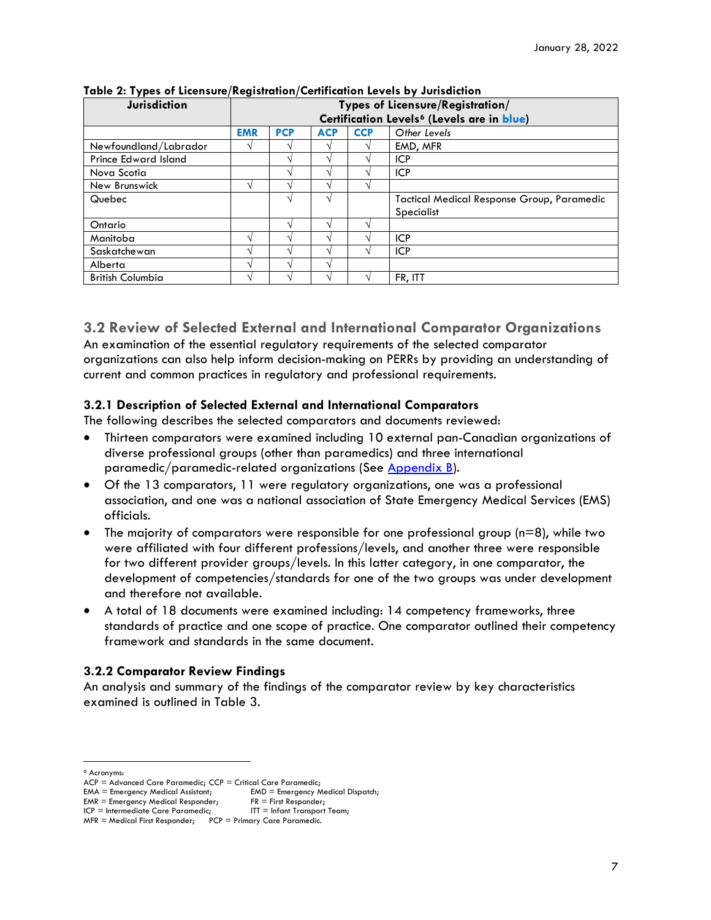**Table 2: Types of Licensure/Registration/Certification Levels by Jurisdiction**

| Jurisdiction | Types of Licensure/Registration/ Certification Levels[6] (Levels are in blue) | | | | |
|---|---|---|---|---|---|
| | **EMR** | **PCP** | **ACP** | **CCP** | *Other Levels* |
| Newfoundland/Labrador | √ | √ | √ | √ | EMD, MFR |
| Prince Edward Island | | √ | √ | √ | ICP |
| Nova Scotia | | √ | √ | √ | ICP |
| New Brunswick | √ | √ | √ | √ | |
| Quebec | | √ | √ | | Tactical Medical Response Group, Paramedic Specialist |
| Ontario | | √ | √ | √ | |
| Manitoba | √ | √ | √ | √ | ICP |
| Saskatchewan | √ | √ | √ | √ | ICP |
| Alberta | √ | √ | √ | | |
| British Columbia | √ | √ | √ | √ | FR, ITT |

## 3.2 Review of Selected External and International Comparator Organizations

An examination of the essential regulatory requirements of the selected comparator organizations can also help inform decision-making on PERRs by providing an understanding of current and common practices in regulatory and professional requirements.

### 3.2.1 Description of Selected External and International Comparators

The following describes the selected comparators and documents reviewed:

- Thirteen comparators were examined including 10 external pan-Canadian organizations of diverse professional groups (other than paramedics) and three international paramedic/paramedic-related organizations (See Appendix B).
- Of the 13 comparators, 11 were regulatory organizations, one was a professional association, and one was a national association of State Emergency Medical Services (EMS) officials.
- The majority of comparators were responsible for one professional group (n=8), while two were affiliated with four different professions/levels, and another three were responsible for two different provider groups/levels. In this latter category, in one comparator, the development of competencies/standards for one of the two groups was under development and therefore not available.
- A total of 18 documents were examined including: 14 competency frameworks, three standards of practice and one scope of practice. One comparator outlined their competency framework and standards in the same document.

### 3.2.2 Comparator Review Findings

An analysis and summary of the findings of the comparator review by key characteristics examined is outlined in Table 3.

---

[6] Acronyms:
ACP = Advanced Care Paramedic; CCP = Critical Care Paramedic;
EMA = Emergency Medical Assistant; EMD = Emergency Medical Dispatch;
EMR = Emergency Medical Responder; FR = First Responder;
ICP = Intermediate Care Paramedic; ITT = Infant Transport Team;
MFR = Medical First Responder; PCP = Primary Care Paramedic.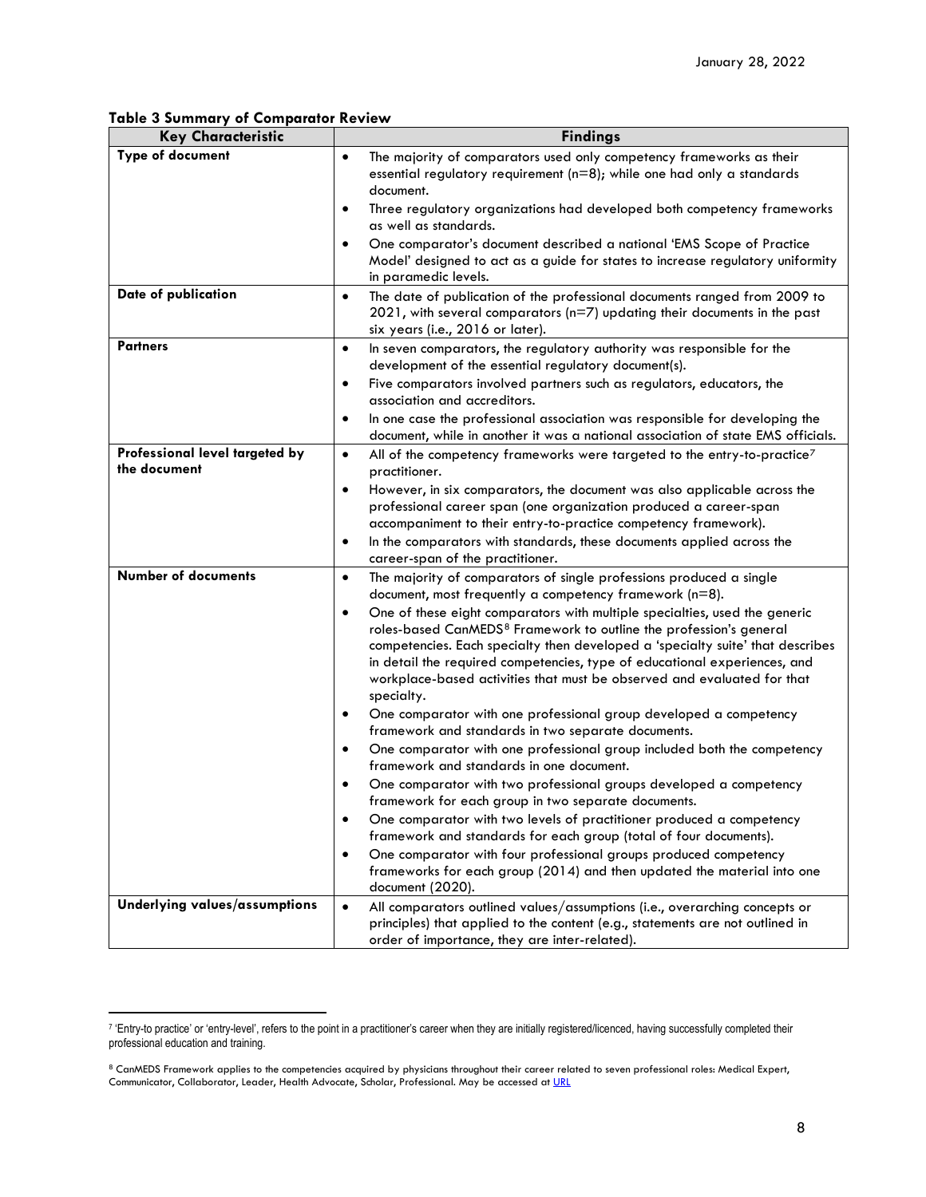**Table 3 Summary of Comparator Review**

| Key Characteristic | Findings |
| --- | --- |
| **Type of document** | • The majority of comparators used only competency frameworks as their essential regulatory requirement (n=8); while one had only a standards document.<br>• Three regulatory organizations had developed both competency frameworks as well as standards.<br>• One comparator's document described a national 'EMS Scope of Practice Model' designed to act as a guide for states to increase regulatory uniformity in paramedic levels. |
| **Date of publication** | • The date of publication of the professional documents ranged from 2009 to 2021, with several comparators (n=7) updating their documents in the past six years (i.e., 2016 or later). |
| **Partners** | • In seven comparators, the regulatory authority was responsible for the development of the essential regulatory document(s).<br>• Five comparators involved partners such as regulators, educators, the association and accreditors.<br>• In one case the professional association was responsible for developing the document, while in another it was a national association of state EMS officials. |
| **Professional level targeted by the document** | • All of the competency frameworks were targeted to the entry-to-practice[7] practitioner.<br>• However, in six comparators, the document was also applicable across the professional career span (one organization produced a career-span accompaniment to their entry-to-practice competency framework).<br>• In the comparators with standards, these documents applied across the career-span of the practitioner. |
| **Number of documents** | • The majority of comparators of single professions produced a single document, most frequently a competency framework (n=8).<br>• One of these eight comparators with multiple specialties, used the generic roles-based CanMEDS[8] Framework to outline the profession's general competencies. Each specialty then developed a 'specialty suite' that describes in detail the required competencies, type of educational experiences, and workplace-based activities that must be observed and evaluated for that specialty.<br>• One comparator with one professional group developed a competency framework and standards in two separate documents.<br>• One comparator with one professional group included both the competency framework and standards in one document.<br>• One comparator with two professional groups developed a competency framework for each group in two separate documents.<br>• One comparator with two levels of practitioner produced a competency framework and standards for each group (total of four documents).<br>• One comparator with four professional groups produced competency frameworks for each group (2014) and then updated the material into one document (2020). |
| **Underlying values/assumptions** | • All comparators outlined values/assumptions (i.e., overarching concepts or principles) that applied to the content (e.g., statements are not outlined in order of importance, they are inter-related). |

[7] 'Entry-to practice' or 'entry-level', refers to the point in a practitioner's career when they are initially registered/licenced, having successfully completed their professional education and training.

[8] CanMEDS Framework applies to the competencies acquired by physicians throughout their career related to seven professional roles: Medical Expert, Communicator, Collaborator, Leader, Health Advocate, Scholar, Professional. May be accessed at URL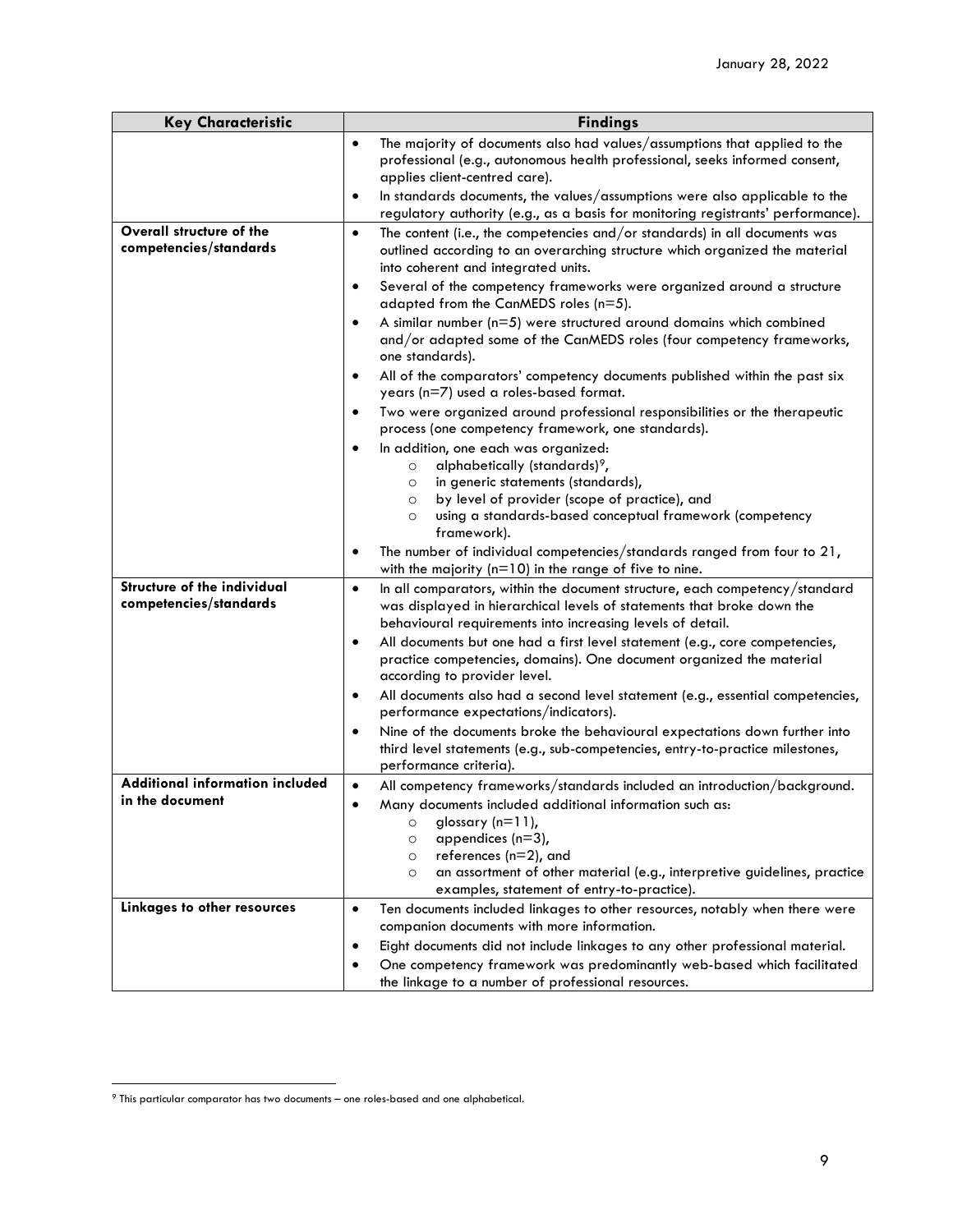| Key Characteristic | Findings |
| --- | --- |
| | • The majority of documents also had values/assumptions that applied to the professional (e.g., autonomous health professional, seeks informed consent, applies client-centred care).<br>• In standards documents, the values/assumptions were also applicable to the regulatory authority (e.g., as a basis for monitoring registrants' performance). |
| **Overall structure of the competencies/standards** | • The content (i.e., the competencies and/or standards) in all documents was outlined according to an overarching structure which organized the material into coherent and integrated units.<br>• Several of the competency frameworks were organized around a structure adapted from the CanMEDS roles (n=5).<br>• A similar number (n=5) were structured around domains which combined and/or adapted some of the CanMEDS roles (four competency frameworks, one standards).<br>• All of the comparators' competency documents published within the past six years (n=7) used a roles-based format.<br>• Two were organized around professional responsibilities or the therapeutic process (one competency framework, one standards).<br>• In addition, one each was organized:<br>  ○ alphabetically (standards)[9],<br>  ○ in generic statements (standards),<br>  ○ by level of provider (scope of practice), and<br>  ○ using a standards-based conceptual framework (competency framework).<br>• The number of individual competencies/standards ranged from four to 21, with the majority (n=10) in the range of five to nine. |
| **Structure of the individual competencies/standards** | • In all comparators, within the document structure, each competency/standard was displayed in hierarchical levels of statements that broke down the behavioural requirements into increasing levels of detail.<br>• All documents but one had a first level statement (e.g., core competencies, practice competencies, domains). One document organized the material according to provider level.<br>• All documents also had a second level statement (e.g., essential competencies, performance expectations/indicators).<br>• Nine of the documents broke the behavioural expectations down further into third level statements (e.g., sub-competencies, entry-to-practice milestones, performance criteria). |
| **Additional information included in the document** | • All competency frameworks/standards included an introduction/background.<br>• Many documents included additional information such as:<br>  ○ glossary (n=11),<br>  ○ appendices (n=3),<br>  ○ references (n=2), and<br>  ○ an assortment of other material (e.g., interpretive guidelines, practice examples, statement of entry-to-practice). |
| **Linkages to other resources** | • Ten documents included linkages to other resources, notably when there were companion documents with more information.<br>• Eight documents did not include linkages to any other professional material.<br>• One competency framework was predominantly web-based which facilitated the linkage to a number of professional resources. |

[9] This particular comparator has two documents – one roles-based and one alphabetical.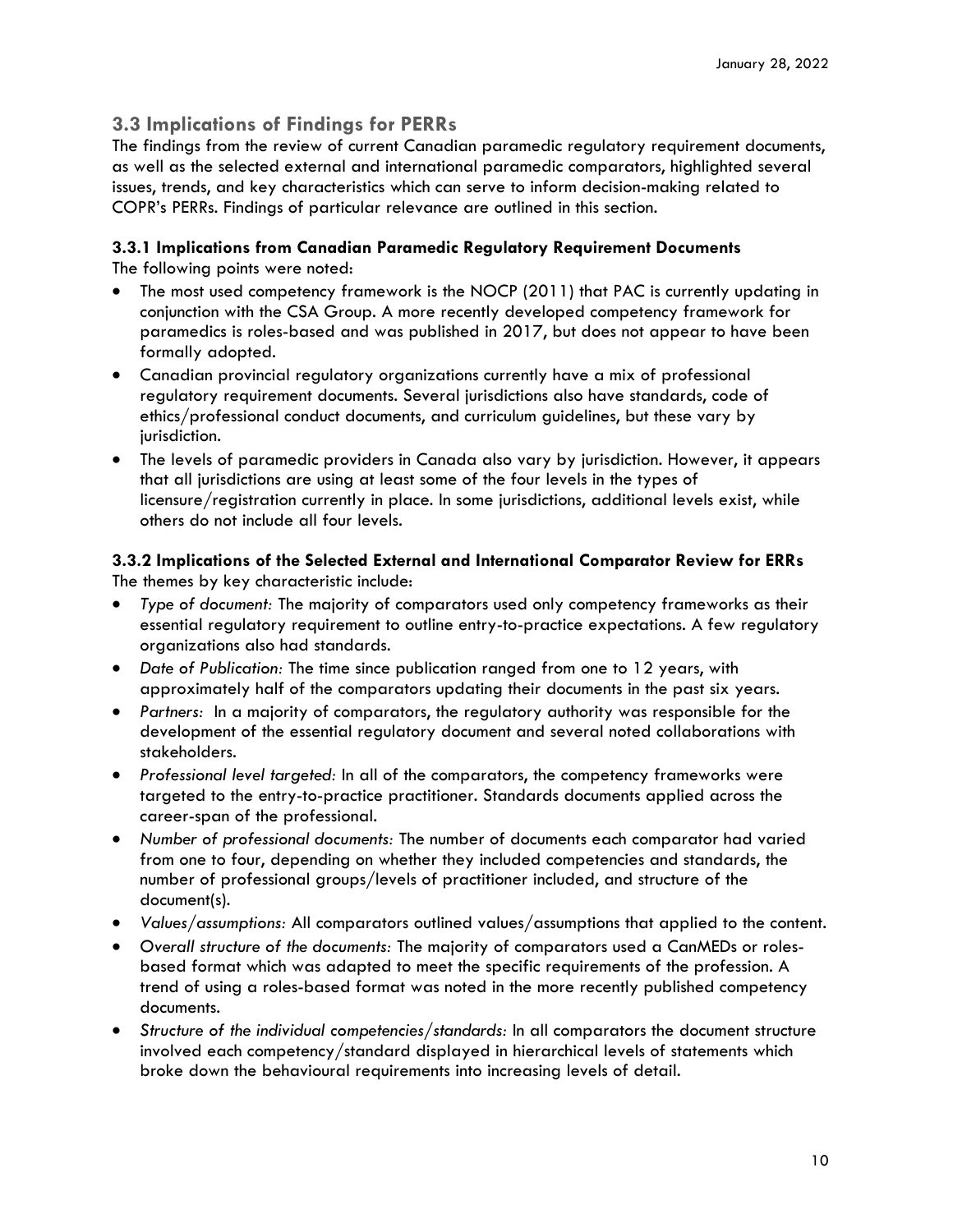## 3.3 Implications of Findings for PERRs

The findings from the review of current Canadian paramedic regulatory requirement documents, as well as the selected external and international paramedic comparators, highlighted several issues, trends, and key characteristics which can serve to inform decision-making related to COPR's PERRs. Findings of particular relevance are outlined in this section.

### 3.3.1 Implications from Canadian Paramedic Regulatory Requirement Documents

The following points were noted:

- The most used competency framework is the NOCP (2011) that PAC is currently updating in conjunction with the CSA Group. A more recently developed competency framework for paramedics is roles-based and was published in 2017, but does not appear to have been formally adopted.
- Canadian provincial regulatory organizations currently have a mix of professional regulatory requirement documents. Several jurisdictions also have standards, code of ethics/professional conduct documents, and curriculum guidelines, but these vary by jurisdiction.
- The levels of paramedic providers in Canada also vary by jurisdiction. However, it appears that all jurisdictions are using at least some of the four levels in the types of licensure/registration currently in place. In some jurisdictions, additional levels exist, while others do not include all four levels.

### 3.3.2 Implications of the Selected External and International Comparator Review for ERRs

The themes by key characteristic include:

- *Type of document:* The majority of comparators used only competency frameworks as their essential regulatory requirement to outline entry-to-practice expectations. A few regulatory organizations also had standards.
- *Date of Publication:* The time since publication ranged from one to 12 years, with approximately half of the comparators updating their documents in the past six years.
- *Partners:* In a majority of comparators, the regulatory authority was responsible for the development of the essential regulatory document and several noted collaborations with stakeholders.
- *Professional level targeted:* In all of the comparators, the competency frameworks were targeted to the entry-to-practice practitioner. Standards documents applied across the career-span of the professional.
- *Number of professional documents:* The number of documents each comparator had varied from one to four, depending on whether they included competencies and standards, the number of professional groups/levels of practitioner included, and structure of the document(s).
- *Values/assumptions:* All comparators outlined values/assumptions that applied to the content.
- *Overall structure of the documents:* The majority of comparators used a CanMEDs or roles-based format which was adapted to meet the specific requirements of the profession. A trend of using a roles-based format was noted in the more recently published competency documents.
- *Structure of the individual competencies/standards:* In all comparators the document structure involved each competency/standard displayed in hierarchical levels of statements which broke down the behavioural requirements into increasing levels of detail.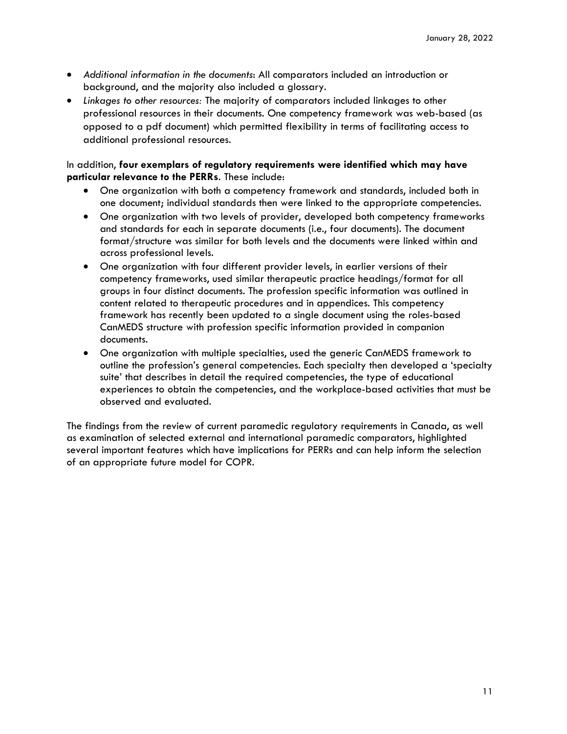- *Additional information in the documents*: All comparators included an introduction or background, and the majority also included a glossary.
- *Linkages to other resources:* The majority of comparators included linkages to other professional resources in their documents. One competency framework was web-based (as opposed to a pdf document) which permitted flexibility in terms of facilitating access to additional professional resources.

In addition, **four exemplars of regulatory requirements were identified which may have particular relevance to the PERRs**. These include:

- One organization with both a competency framework and standards, included both in one document; individual standards then were linked to the appropriate competencies.
- One organization with two levels of provider, developed both competency frameworks and standards for each in separate documents (i.e., four documents). The document format/structure was similar for both levels and the documents were linked within and across professional levels.
- One organization with four different provider levels, in earlier versions of their competency frameworks, used similar therapeutic practice headings/format for all groups in four distinct documents. The profession specific information was outlined in content related to therapeutic procedures and in appendices. This competency framework has recently been updated to a single document using the roles-based CanMEDS structure with profession specific information provided in companion documents.
- One organization with multiple specialties, used the generic CanMEDS framework to outline the profession's general competencies. Each specialty then developed a 'specialty suite' that describes in detail the required competencies, the type of educational experiences to obtain the competencies, and the workplace-based activities that must be observed and evaluated.

The findings from the review of current paramedic regulatory requirements in Canada, as well as examination of selected external and international paramedic comparators, highlighted several important features which have implications for PERRs and can help inform the selection of an appropriate future model for COPR.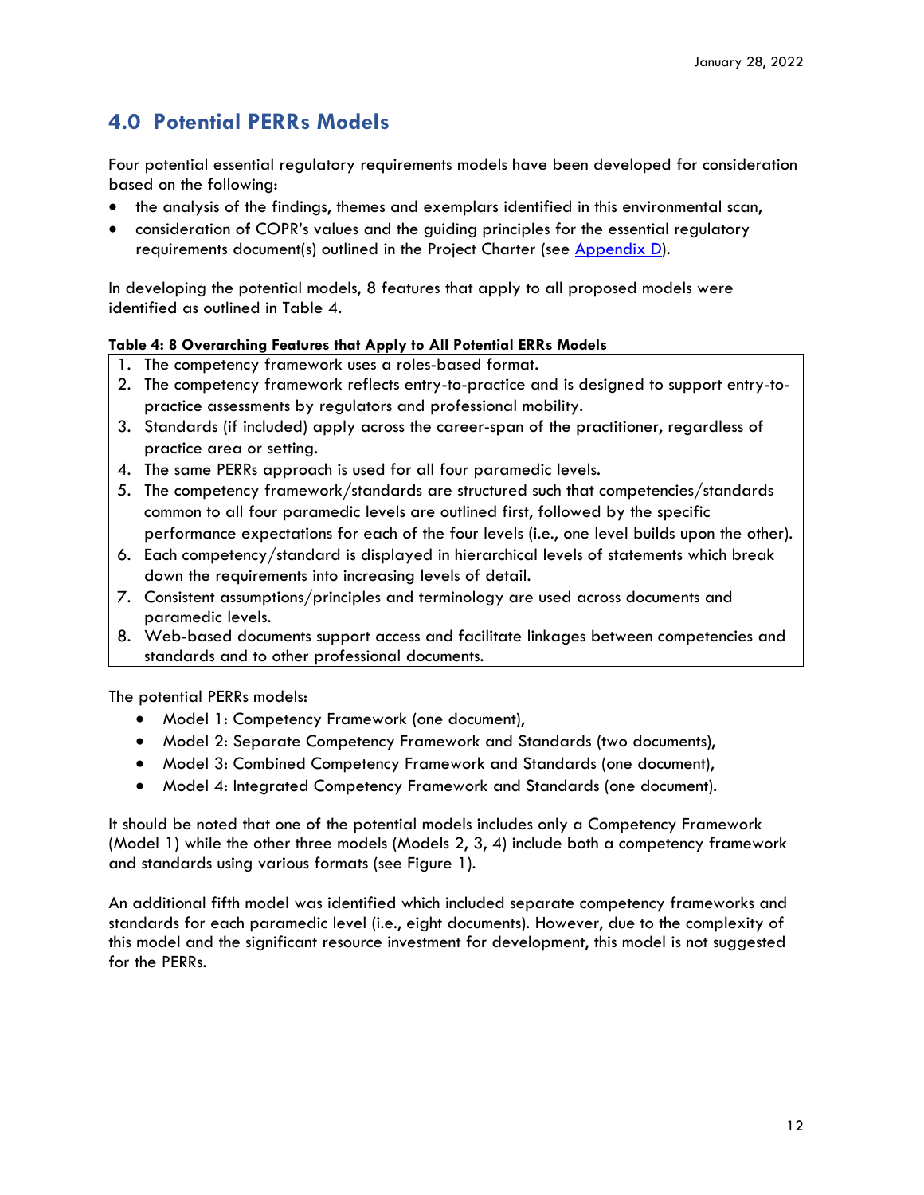## 4.0 Potential PERRs Models

Four potential essential regulatory requirements models have been developed for consideration based on the following:

- the analysis of the findings, themes and exemplars identified in this environmental scan,
- consideration of COPR's values and the guiding principles for the essential regulatory requirements document(s) outlined in the Project Charter (see Appendix D).

In developing the potential models, 8 features that apply to all proposed models were identified as outlined in Table 4.

**Table 4: 8 Overarching Features that Apply to All Potential ERRs Models**

1. The competency framework uses a roles-based format.
2. The competency framework reflects entry-to-practice and is designed to support entry-to-practice assessments by regulators and professional mobility.
3. Standards (if included) apply across the career-span of the practitioner, regardless of practice area or setting.
4. The same PERRs approach is used for all four paramedic levels.
5. The competency framework/standards are structured such that competencies/standards common to all four paramedic levels are outlined first, followed by the specific performance expectations for each of the four levels (i.e., one level builds upon the other).
6. Each competency/standard is displayed in hierarchical levels of statements which break down the requirements into increasing levels of detail.
7. Consistent assumptions/principles and terminology are used across documents and paramedic levels.
8. Web-based documents support access and facilitate linkages between competencies and standards and to other professional documents.

The potential PERRs models:

- Model 1: Competency Framework (one document),
- Model 2: Separate Competency Framework and Standards (two documents),
- Model 3: Combined Competency Framework and Standards (one document),
- Model 4: Integrated Competency Framework and Standards (one document).

It should be noted that one of the potential models includes only a Competency Framework (Model 1) while the other three models (Models 2, 3, 4) include both a competency framework and standards using various formats (see Figure 1).

An additional fifth model was identified which included separate competency frameworks and standards for each paramedic level (i.e., eight documents). However, due to the complexity of this model and the significant resource investment for development, this model is not suggested for the PERRs.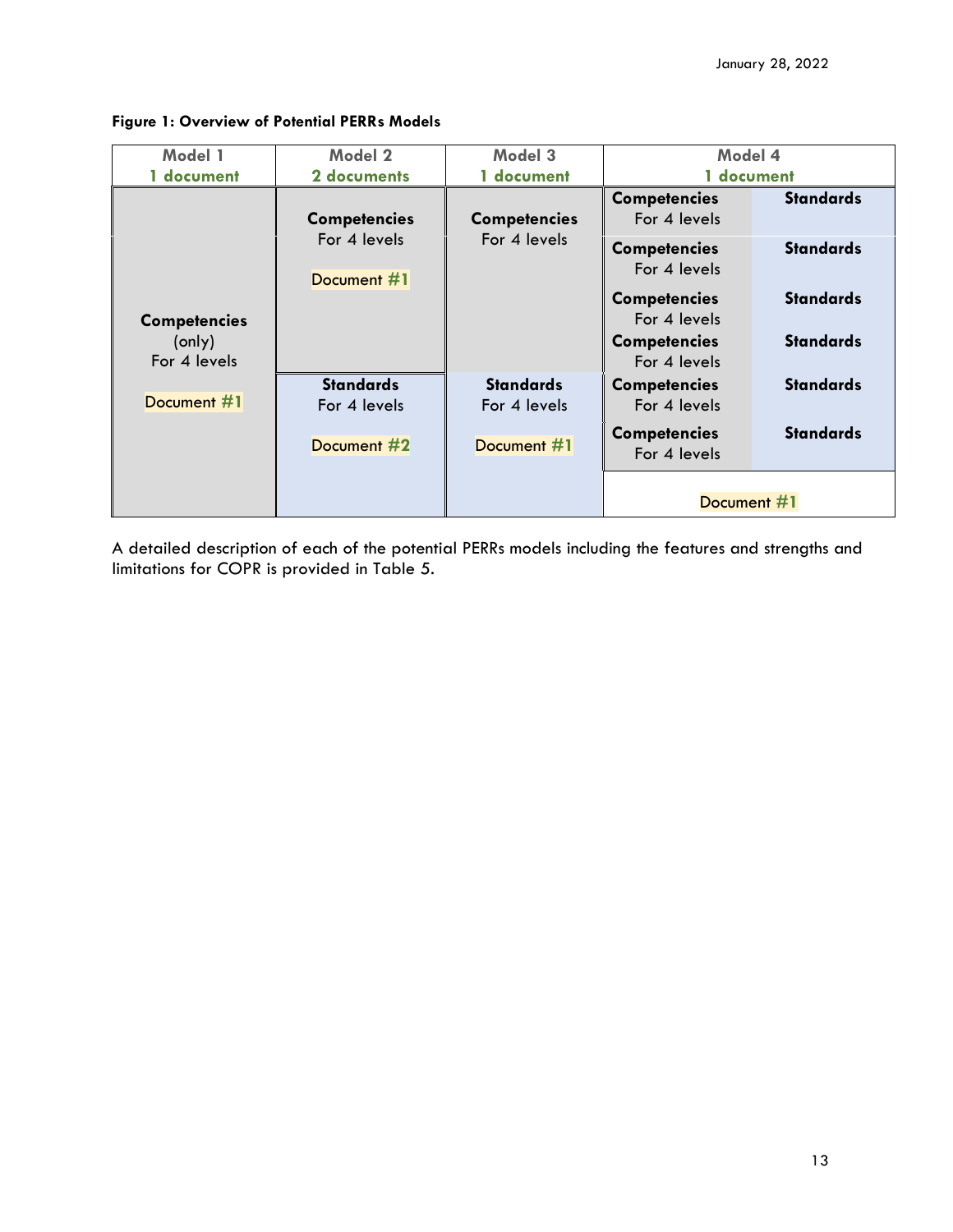**Figure 1: Overview of Potential PERRs Models**

| Model 1<br>1 document | Model 2<br>2 documents | Model 3<br>1 document | Model 4<br>1 document | |
|---|---|---|---|---|
| **Competencies** (only) For 4 levels<br><br>Document #1 | **Competencies** For 4 levels<br><br>Document #1 | **Competencies** For 4 levels | **Competencies** For 4 levels | **Standards** |
| | | | **Competencies** For 4 levels | **Standards** |
| | | | **Competencies** For 4 levels | **Standards** |
| | | | **Competencies** For 4 levels | **Standards** |
| | **Standards** For 4 levels<br><br>Document #2 | **Standards** For 4 levels<br><br>Document #1 | **Competencies** For 4 levels | **Standards** |
| | | | **Competencies** For 4 levels | **Standards** |
| | | | Document #1 | |

A detailed description of each of the potential PERRs models including the features and strengths and limitations for COPR is provided in Table 5.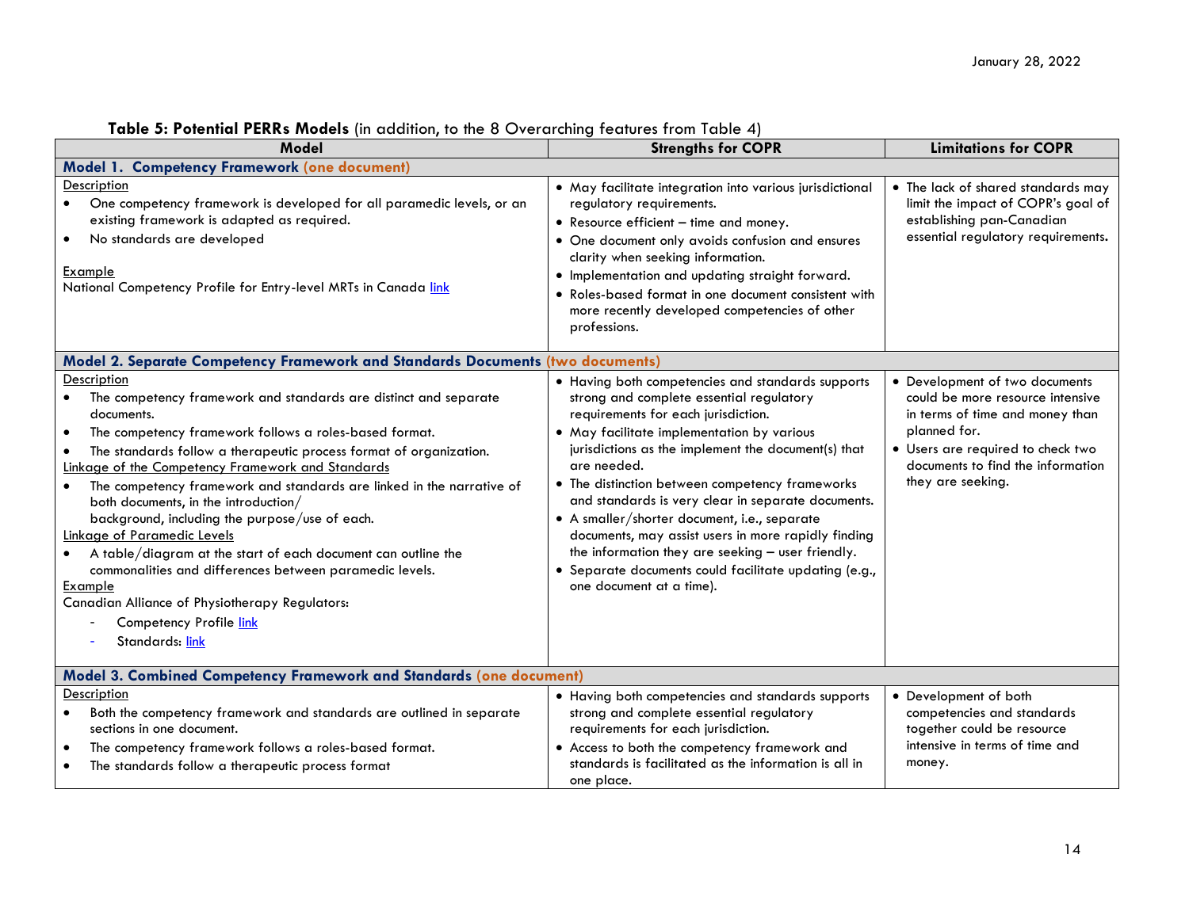**Table 5: Potential PERRs Models** (in addition, to the 8 Overarching features from Table 4)

| Model | Strengths for COPR | Limitations for COPR |
|---|---|---|
| **Model 1. Competency Framework (one document)** | | |
| Description<br>• One competency framework is developed for all paramedic levels, or an existing framework is adapted as required.<br>• No standards are developed<br><br>Example<br>National Competency Profile for Entry-level MRTs in Canada [link] | • May facilitate integration into various jurisdictional regulatory requirements.<br>• Resource efficient – time and money.<br>• One document only avoids confusion and ensures clarity when seeking information.<br>• Implementation and updating straight forward.<br>• Roles-based format in one document consistent with more recently developed competencies of other professions. | • The lack of shared standards may limit the impact of COPR's goal of establishing pan-Canadian essential regulatory requirements. |
| **Model 2. Separate Competency Framework and Standards Documents (two documents)** | | |
| Description<br>• The competency framework and standards are distinct and separate documents.<br>• The competency framework follows a roles-based format.<br>• The standards follow a therapeutic process format of organization.<br>Linkage of the Competency Framework and Standards<br>• The competency framework and standards are linked in the narrative of both documents, in the introduction/ background, including the purpose/use of each.<br>Linkage of Paramedic Levels<br>• A table/diagram at the start of each document can outline the commonalities and differences between paramedic levels.<br>Example<br>Canadian Alliance of Physiotherapy Regulators:<br>- Competency Profile [link]<br>- Standards: [link] | • Having both competencies and standards supports strong and complete essential regulatory requirements for each jurisdiction.<br>• May facilitate implementation by various jurisdictions as the implement the document(s) that are needed.<br>• The distinction between competency frameworks and standards is very clear in separate documents.<br>• A smaller/shorter document, i.e., separate documents, may assist users in more rapidly finding the information they are seeking – user friendly.<br>• Separate documents could facilitate updating (e.g., one document at a time). | • Development of two documents could be more resource intensive in terms of time and money than planned for.<br>• Users are required to check two documents to find the information they are seeking. |
| **Model 3. Combined Competency Framework and Standards (one document)** | | |
| Description<br>• Both the competency framework and standards are outlined in separate sections in one document.<br>• The competency framework follows a roles-based format.<br>• The standards follow a therapeutic process format | • Having both competencies and standards supports strong and complete essential regulatory requirements for each jurisdiction.<br>• Access to both the competency framework and standards is facilitated as the information is all in one place. | • Development of both competencies and standards together could be resource intensive in terms of time and money. |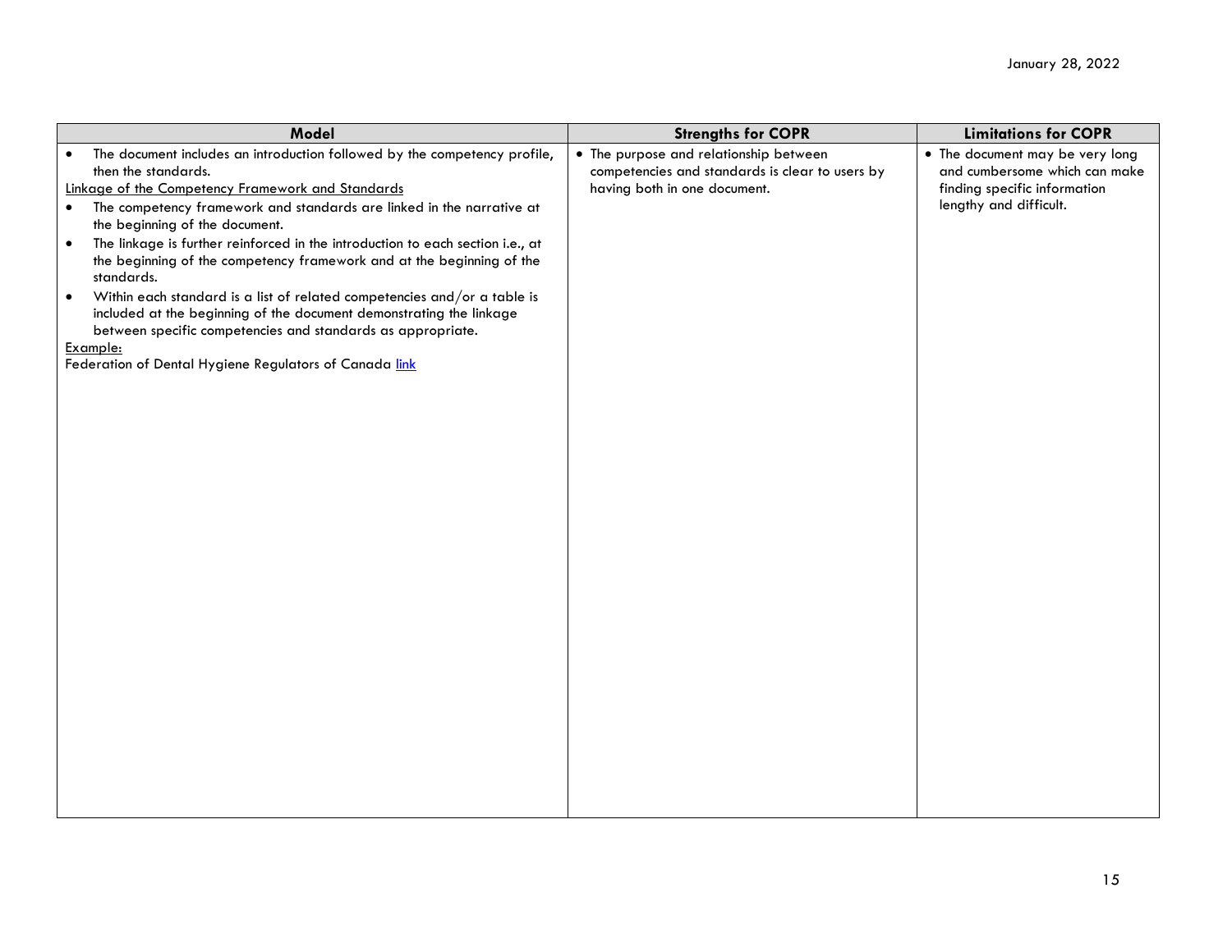| Model | Strengths for COPR | Limitations for COPR |
|---|---|---|
| • The document includes an introduction followed by the competency profile, then the standards.<br><u>Linkage of the Competency Framework and Standards</u><br>• The competency framework and standards are linked in the narrative at the beginning of the document.<br>• The linkage is further reinforced in the introduction to each section i.e., at the beginning of the competency framework and at the beginning of the standards.<br>• Within each standard is a list of related competencies and/or a table is included at the beginning of the document demonstrating the linkage between specific competencies and standards as appropriate.<br><u>Example:</u><br>Federation of Dental Hygiene Regulators of Canada <u>link</u> | • The purpose and relationship between competencies and standards is clear to users by having both in one document. | • The document may be very long and cumbersome which can make finding specific information lengthy and difficult. |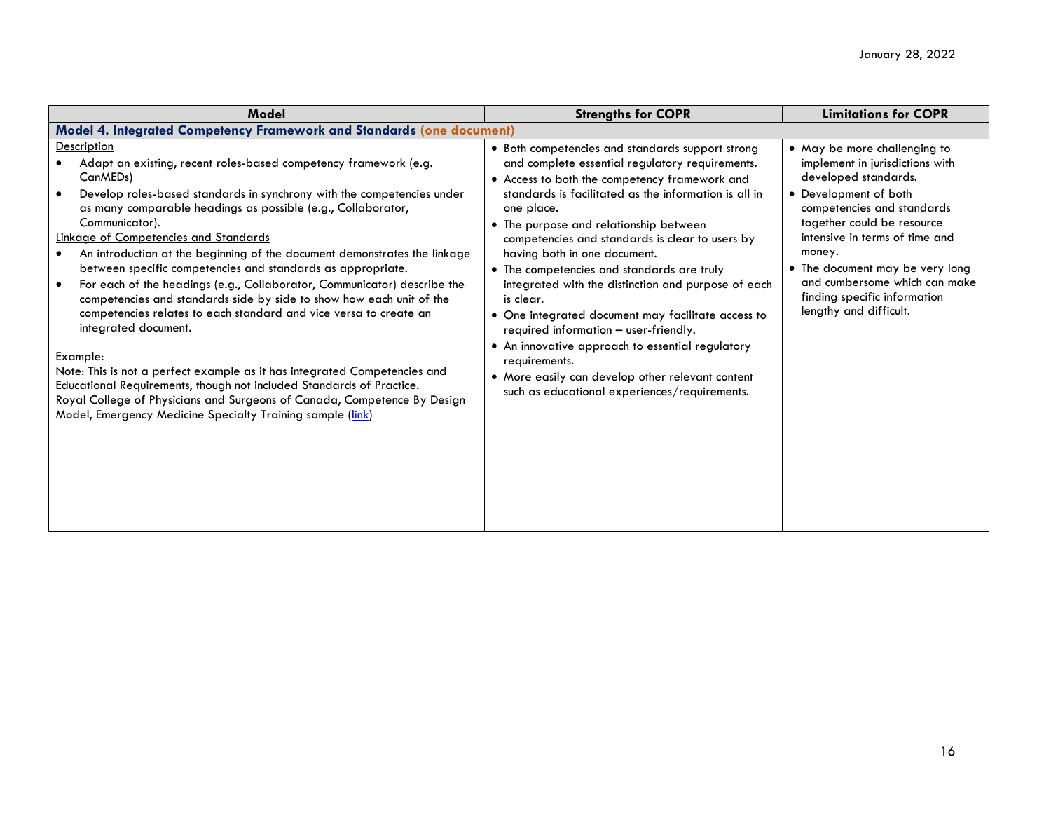| Model | Strengths for COPR | Limitations for COPR |
|---|---|---|
| **Model 4. Integrated Competency Framework and Standards (one document)** | | |
| <u>Description</u><br>• Adapt an existing, recent roles-based competency framework (e.g. CanMEDs)<br>• Develop roles-based standards in synchrony with the competencies under as many comparable headings as possible (e.g., Collaborator, Communicator).<br><u>Linkage of Competencies and Standards</u><br>• An introduction at the beginning of the document demonstrates the linkage between specific competencies and standards as appropriate.<br>• For each of the headings (e.g., Collaborator, Communicator) describe the competencies and standards side by side to show how each unit of the competencies relates to each standard and vice versa to create an integrated document.<br><br><u>Example:</u><br>Note: This is not a perfect example as it has integrated Competencies and Educational Requirements, though not included Standards of Practice.<br>Royal College of Physicians and Surgeons of Canada, Competence By Design Model, Emergency Medicine Specialty Training sample (link) | • Both competencies and standards support strong and complete essential regulatory requirements.<br>• Access to both the competency framework and standards is facilitated as the information is all in one place.<br>• The purpose and relationship between competencies and standards is clear to users by having both in one document.<br>• The competencies and standards are truly integrated with the distinction and purpose of each is clear.<br>• One integrated document may facilitate access to required information – user-friendly.<br>• An innovative approach to essential regulatory requirements.<br>• More easily can develop other relevant content such as educational experiences/requirements. | • May be more challenging to implement in jurisdictions with developed standards.<br>• Development of both competencies and standards together could be resource intensive in terms of time and money.<br>• The document may be very long and cumbersome which can make finding specific information lengthy and difficult. |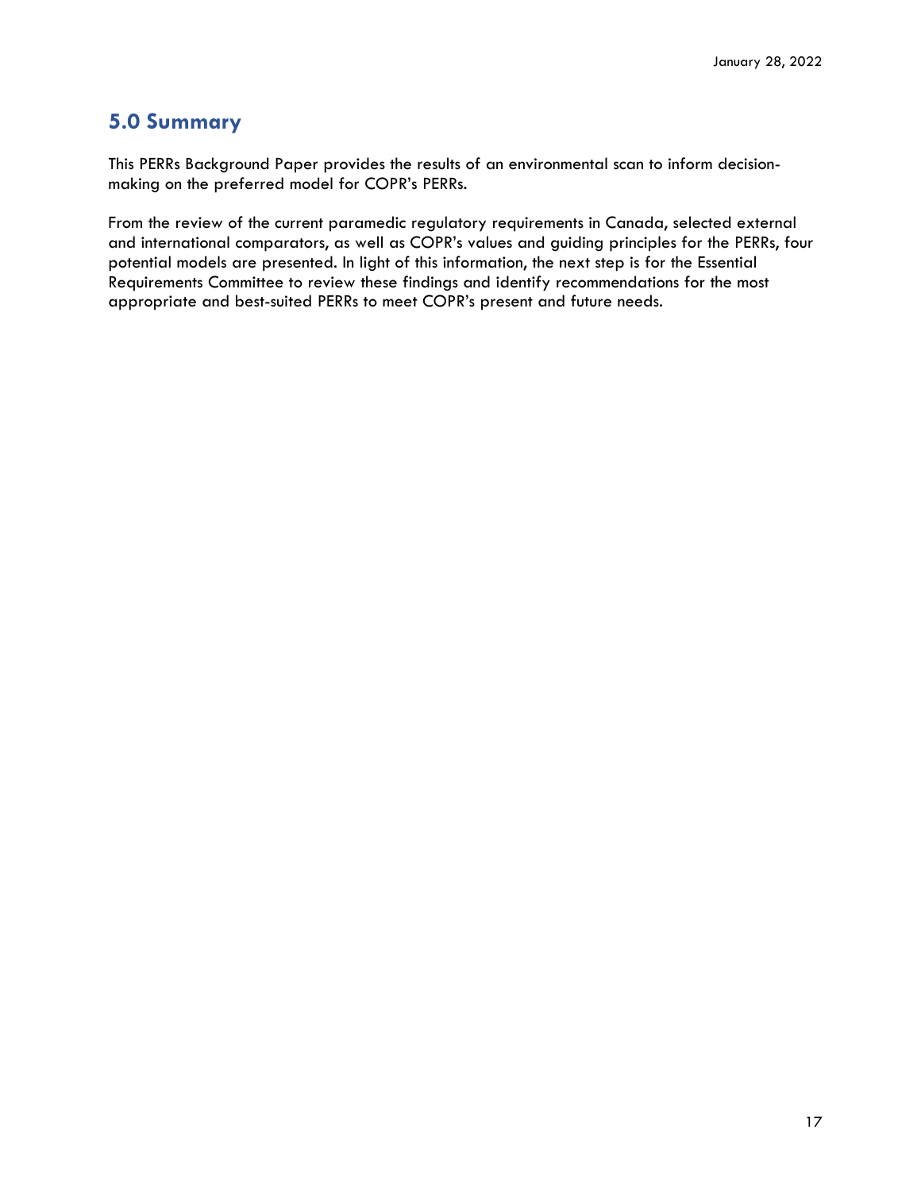## 5.0 Summary

This PERRs Background Paper provides the results of an environmental scan to inform decision-making on the preferred model for COPR's PERRs.

From the review of the current paramedic regulatory requirements in Canada, selected external and international comparators, as well as COPR's values and guiding principles for the PERRs, four potential models are presented. In light of this information, the next step is for the Essential Requirements Committee to review these findings and identify recommendations for the most appropriate and best-suited PERRs to meet COPR's present and future needs.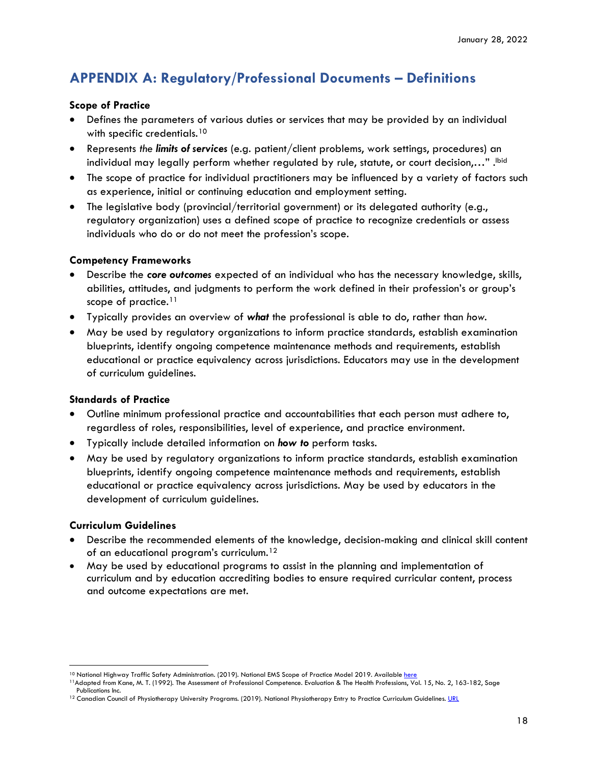## APPENDIX A: Regulatory/Professional Documents – Definitions

**Scope of Practice**

- Defines the parameters of various duties or services that may be provided by an individual with specific credentials.[10]
- Represents *the **limits of services*** (e.g. patient/client problems, work settings, procedures) an individual may legally perform whether regulated by rule, statute, or court decision,…" .[Ibid]
- The scope of practice for individual practitioners may be influenced by a variety of factors such as experience, initial or continuing education and employment setting.
- The legislative body (provincial/territorial government) or its delegated authority (e.g., regulatory organization) uses a defined scope of practice to recognize credentials or assess individuals who do or do not meet the profession's scope.

**Competency Frameworks**

- Describe the ***core outcomes*** expected of an individual who has the necessary knowledge, skills, abilities, attitudes, and judgments to perform the work defined in their profession's or group's scope of practice.[11]
- Typically provides an overview of ***what*** the professional is able to do, rather than *how*.
- May be used by regulatory organizations to inform practice standards, establish examination blueprints, identify ongoing competence maintenance methods and requirements, establish educational or practice equivalency across jurisdictions. Educators may use in the development of curriculum guidelines.

**Standards of Practice**

- Outline minimum professional practice and accountabilities that each person must adhere to, regardless of roles, responsibilities, level of experience, and practice environment.
- Typically include detailed information on ***how to*** perform tasks.
- May be used by regulatory organizations to inform practice standards, establish examination blueprints, identify ongoing competence maintenance methods and requirements, establish educational or practice equivalency across jurisdictions. May be used by educators in the development of curriculum guidelines.

**Curriculum Guidelines**

- Describe the recommended elements of the knowledge, decision-making and clinical skill content of an educational program's curriculum.[12]
- May be used by educational programs to assist in the planning and implementation of curriculum and by education accrediting bodies to ensure required curricular content, process and outcome expectations are met.

---

[10] National Highway Traffic Safety Administration. (2019). National EMS Scope of Practice Model 2019. Available here

[11] Adapted from Kane, M. T. (1992). The Assessment of Professional Competence. Evaluation & The Health Professions, Vol. 15, No. 2, 163-182, Sage Publications Inc.

[12] Canadian Council of Physiotherapy University Programs. (2019). National Physiotherapy Entry to Practice Curriculum Guidelines. URL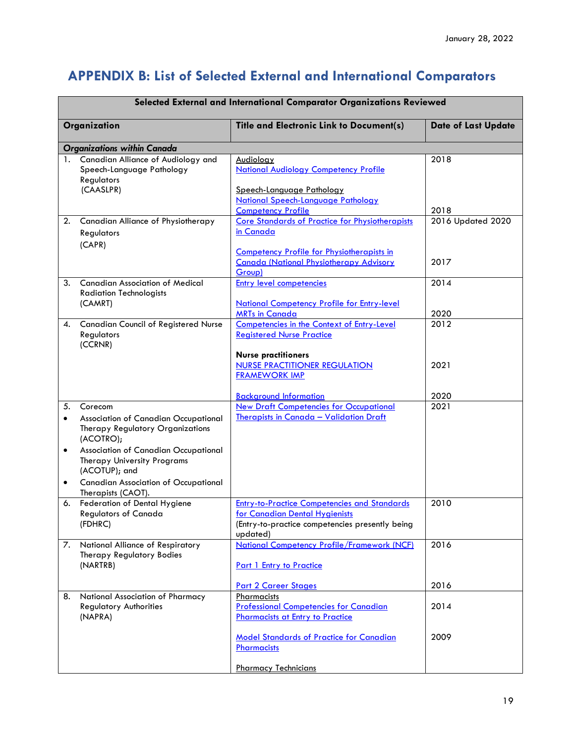# APPENDIX B: List of Selected External and International Comparators

| Selected External and International Comparator Organizations Reviewed | | |
|---|---|---|
| **Organization** | **Title and Electronic Link to Document(s)** | **Date of Last Update** |
| ***Organizations within Canada*** | | |
| 1. Canadian Alliance of Audiology and Speech-Language Pathology Regulators (CAASLPR) | Audiology<br>National Audiology Competency Profile<br><br>Speech-Language Pathology<br>National Speech-Language Pathology Competency Profile | 2018<br><br><br><br>2018 |
| 2. Canadian Alliance of Physiotherapy Regulators (CAPR) | Core Standards of Practice for Physiotherapists in Canada<br><br>Competency Profile for Physiotherapists in Canada (National Physiotherapy Advisory Group) | 2016 Updated 2020<br><br><br>2017 |
| 3. Canadian Association of Medical Radiation Technologists (CAMRT) | Entry level competencies<br><br>National Competency Profile for Entry-level MRTs in Canada | 2014<br><br><br>2020 |
| 4. Canadian Council of Registered Nurse Regulators (CCRNR) | Competencies in the Context of Entry-Level Registered Nurse Practice<br><br>**Nurse practitioners**<br>NURSE PRACTITIONER REGULATION FRAMEWORK IMP<br><br>Background Information | 2012<br><br><br>2021<br><br><br>2020 |
| 5. Corecom<br>• Association of Canadian Occupational Therapy Regulatory Organizations (ACOTRO);<br>• Association of Canadian Occupational Therapy University Programs (ACOTUP); and<br>• Canadian Association of Occupational Therapists (CAOT). | New Draft Competencies for Occupational Therapists in Canada – Validation Draft | 2021 |
| 6. Federation of Dental Hygiene Regulators of Canada (FDHRC) | Entry-to-Practice Competencies and Standards for Canadian Dental Hygienists<br>(Entry-to-practice competencies presently being updated) | 2010 |
| 7. National Alliance of Respiratory Therapy Regulatory Bodies (NARTRB) | National Competency Profile/Framework (NCF)<br><br>Part 1 Entry to Practice<br><br>Part 2 Career Stages | 2016<br><br><br><br>2016 |
| 8. National Association of Pharmacy Regulatory Authorities (NAPRA) | Pharmacists<br>Professional Competencies for Canadian Pharmacists at Entry to Practice<br><br>Model Standards of Practice for Canadian Pharmacists<br><br>Pharmacy Technicians | <br>2014<br><br><br>2009 |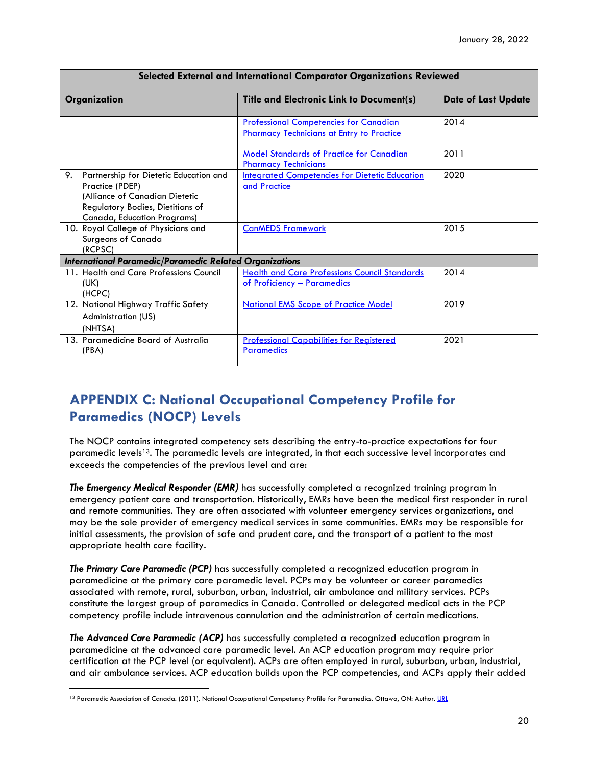| Selected External and International Comparator Organizations Reviewed | | |
|---|---|---|
| **Organization** | **Title and Electronic Link to Document(s)** | **Date of Last Update** |
| | [Professional Competencies for Canadian Pharmacy Technicians at Entry to Practice]()<br><br>[Model Standards of Practice for Canadian Pharmacy Technicians]() | 2014<br><br>2011 |
| 9. Partnership for Dietetic Education and Practice (PDEP) (Alliance of Canadian Dietetic Regulatory Bodies, Dietitians of Canada, Education Programs) | [Integrated Competencies for Dietetic Education and Practice]() | 2020 |
| 10. Royal College of Physicians and Surgeons of Canada (RCPSC) | [CanMEDS Framework]() | 2015 |
| ***International Paramedic/Paramedic Related Organizations*** | | |
| 11. Health and Care Professions Council (UK) (HCPC) | [Health and Care Professions Council Standards of Proficiency – Paramedics]() | 2014 |
| 12. National Highway Traffic Safety Administration (US) (NHTSA) | [National EMS Scope of Practice Model]() | 2019 |
| 13. Paramedicine Board of Australia (PBA) | [Professional Capabilities for Registered Paramedics]() | 2021 |

## APPENDIX C: National Occupational Competency Profile for Paramedics (NOCP) Levels

The NOCP contains integrated competency sets describing the entry-to-practice expectations for four paramedic levels[13]. The paramedic levels are integrated, in that each successive level incorporates and exceeds the competencies of the previous level and are:

***The Emergency Medical Responder (EMR)*** has successfully completed a recognized training program in emergency patient care and transportation. Historically, EMRs have been the medical first responder in rural and remote communities. They are often associated with volunteer emergency services organizations, and may be the sole provider of emergency medical services in some communities. EMRs may be responsible for initial assessments, the provision of safe and prudent care, and the transport of a patient to the most appropriate health care facility.

***The Primary Care Paramedic (PCP)*** has successfully completed a recognized education program in paramedicine at the primary care paramedic level. PCPs may be volunteer or career paramedics associated with remote, rural, suburban, urban, industrial, air ambulance and military services. PCPs constitute the largest group of paramedics in Canada. Controlled or delegated medical acts in the PCP competency profile include intravenous cannulation and the administration of certain medications.

***The Advanced Care Paramedic (ACP)*** has successfully completed a recognized education program in paramedicine at the advanced care paramedic level. An ACP education program may require prior certification at the PCP level (or equivalent). ACPs are often employed in rural, suburban, urban, industrial, and air ambulance services. ACP education builds upon the PCP competencies, and ACPs apply their added

[13] Paramedic Association of Canada. (2011). National Occupational Competency Profile for Paramedics. Ottawa, ON: Author. [URL]()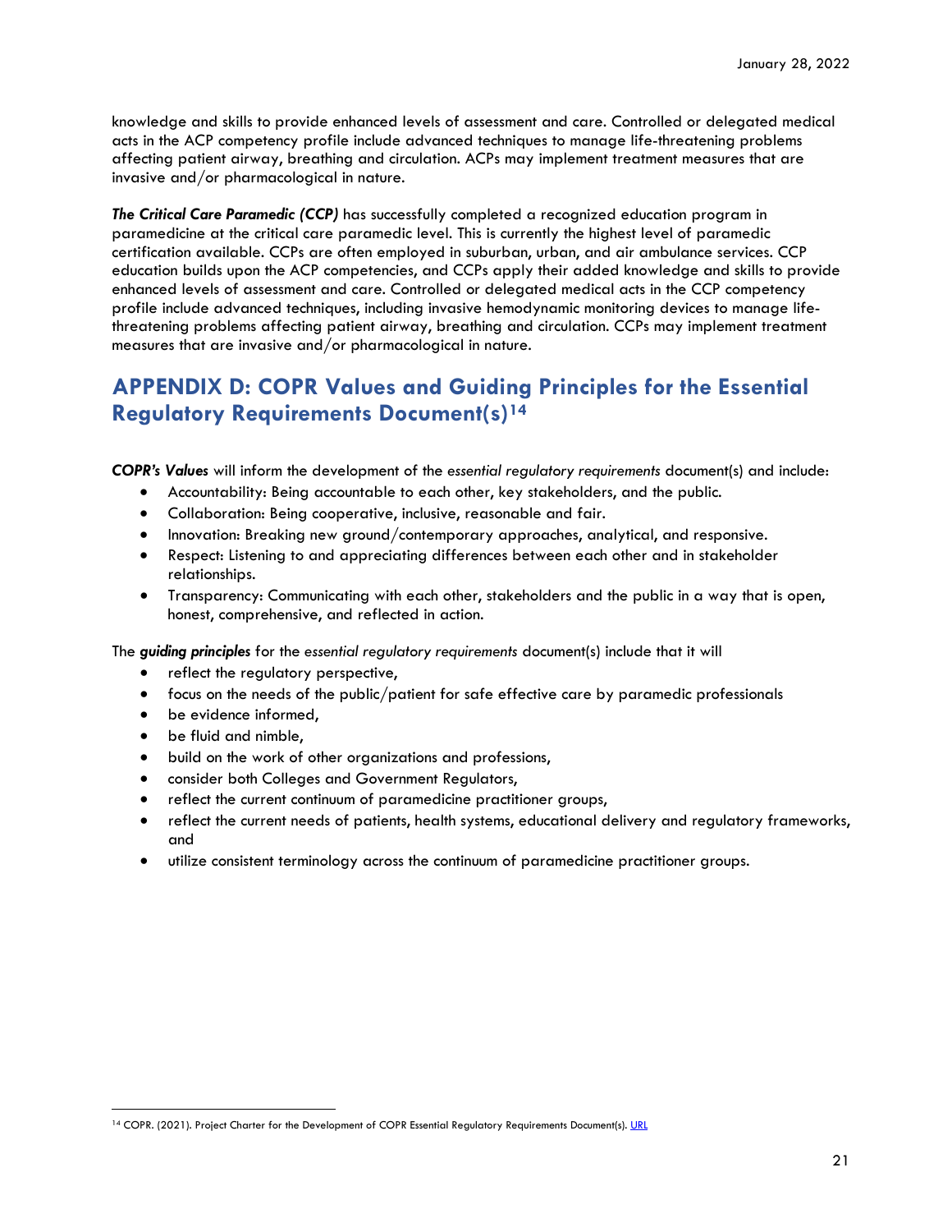knowledge and skills to provide enhanced levels of assessment and care. Controlled or delegated medical acts in the ACP competency profile include advanced techniques to manage life-threatening problems affecting patient airway, breathing and circulation. ACPs may implement treatment measures that are invasive and/or pharmacological in nature.

***The Critical Care Paramedic (CCP)*** has successfully completed a recognized education program in paramedicine at the critical care paramedic level. This is currently the highest level of paramedic certification available. CCPs are often employed in suburban, urban, and air ambulance services. CCP education builds upon the ACP competencies, and CCPs apply their added knowledge and skills to provide enhanced levels of assessment and care. Controlled or delegated medical acts in the CCP competency profile include advanced techniques, including invasive hemodynamic monitoring devices to manage life-threatening problems affecting patient airway, breathing and circulation. CCPs may implement treatment measures that are invasive and/or pharmacological in nature.

## APPENDIX D: COPR Values and Guiding Principles for the Essential Regulatory Requirements Document(s)[14]

***COPR's Values*** will inform the development of the *essential regulatory requirements* document(s) and include:

- Accountability: Being accountable to each other, key stakeholders, and the public.
- Collaboration: Being cooperative, inclusive, reasonable and fair.
- Innovation: Breaking new ground/contemporary approaches, analytical, and responsive.
- Respect: Listening to and appreciating differences between each other and in stakeholder relationships.
- Transparency: Communicating with each other, stakeholders and the public in a way that is open, honest, comprehensive, and reflected in action.

The ***guiding principles*** for the *essential regulatory requirements* document(s) include that it will

- reflect the regulatory perspective,
- focus on the needs of the public/patient for safe effective care by paramedic professionals
- be evidence informed,
- be fluid and nimble,
- build on the work of other organizations and professions,
- consider both Colleges and Government Regulators,
- reflect the current continuum of paramedicine practitioner groups,
- reflect the current needs of patients, health systems, educational delivery and regulatory frameworks, and
- utilize consistent terminology across the continuum of paramedicine practitioner groups.

[14] COPR. (2021). Project Charter for the Development of COPR Essential Regulatory Requirements Document(s). URL